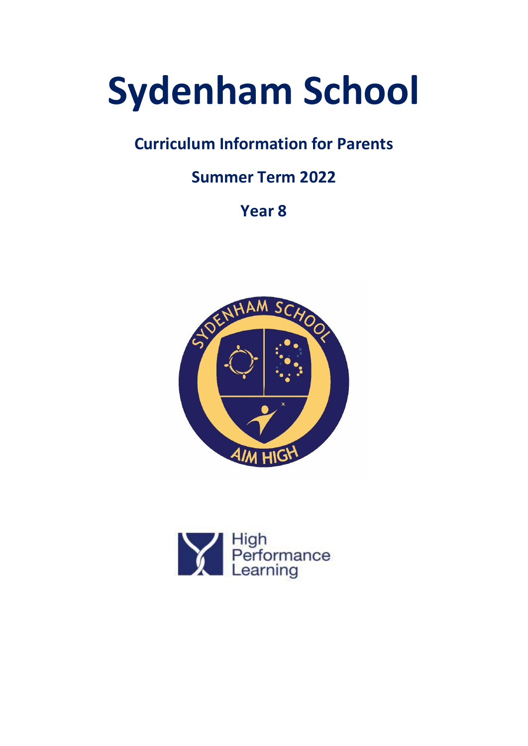# Sydenham School

## Curriculum Information for Parents

## Summer Term 2022

## Year 8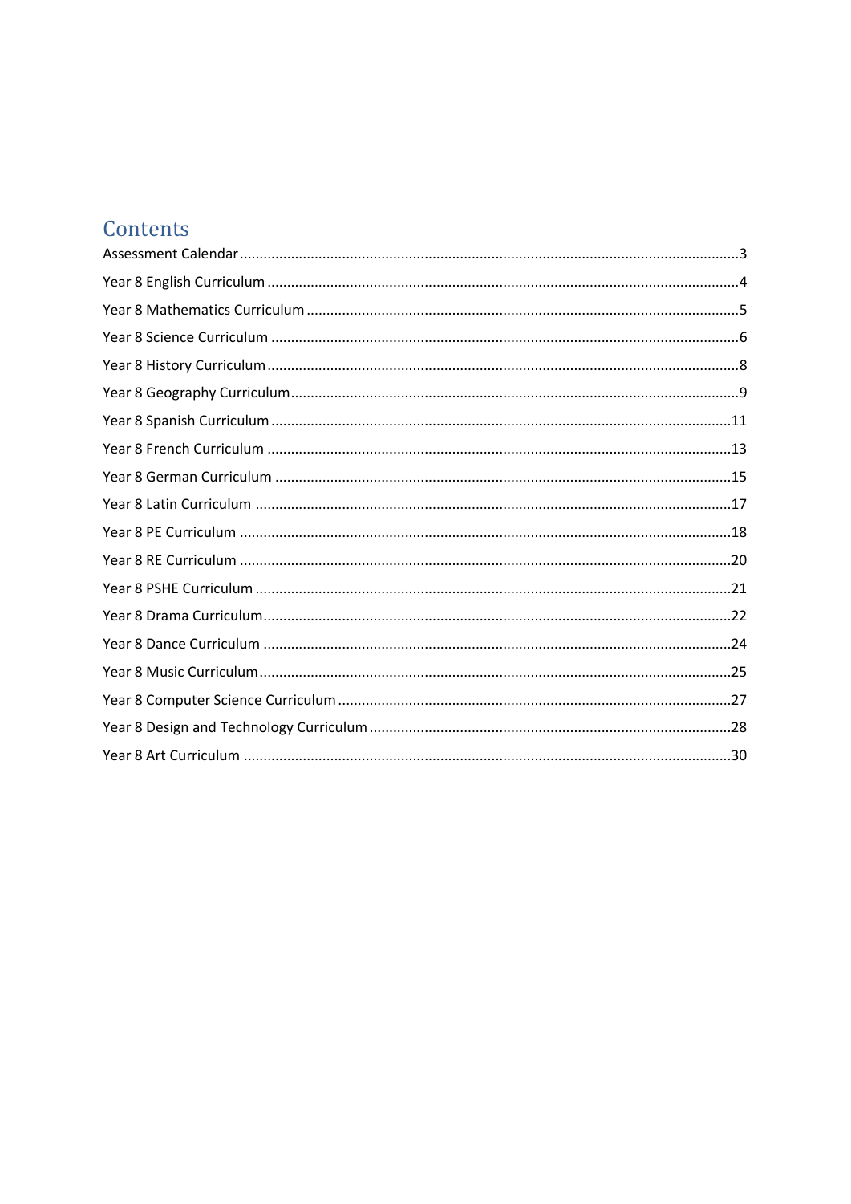# Contents

Assessment Calendar ....................................................................................................................3

Year 8 English Curriculum .............................................................................................................4

Year 8 Mathematics Curriculum ...................................................................................................5

Year 8 Science Curriculum ............................................................................................................6

Year 8 History Curriculum .............................................................................................................8

Year 8 Geography Curriculum .......................................................................................................9

Year 8 Spanish Curriculum ..........................................................................................................11

Year 8 French Curriculum ...........................................................................................................13

Year 8 German Curriculum .........................................................................................................15

Year 8 Latin Curriculum ..............................................................................................................17

Year 8 PE Curriculum ..................................................................................................................18

Year 8 RE Curriculum ..................................................................................................................20

Year 8 PSHE Curriculum ..............................................................................................................21

Year 8 Drama Curriculum ............................................................................................................22

Year 8 Dance Curriculum ............................................................................................................24

Year 8 Music Curriculum .............................................................................................................25

Year 8 Computer Science Curriculum .........................................................................................27

Year 8 Design and Technology Curriculum .................................................................................28

Year 8 Art Curriculum .................................................................................................................30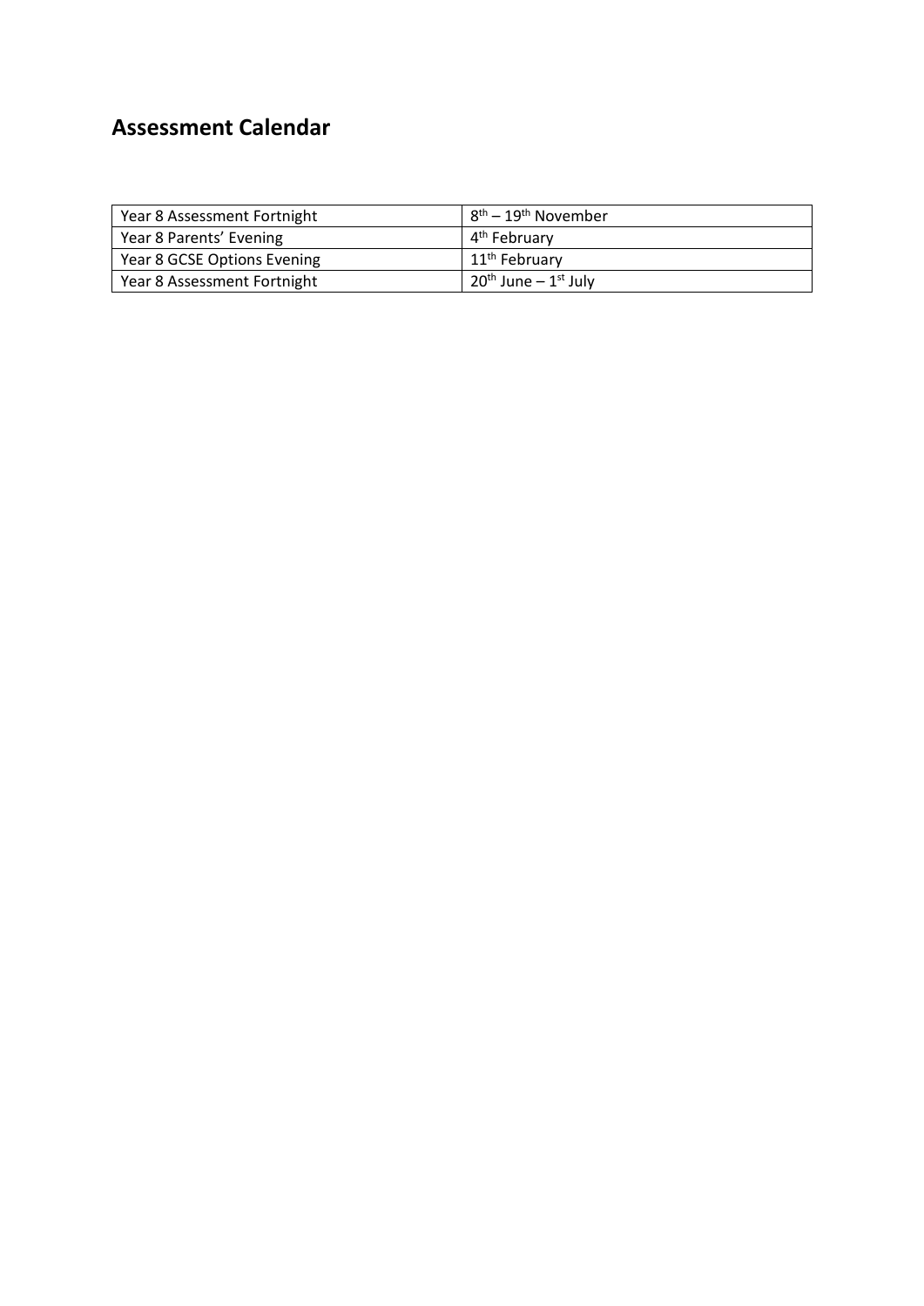## Assessment Calendar

| | |
|---|---|
| Year 8 Assessment Fortnight | 8th – 19th November |
| Year 8 Parents' Evening | 4th February |
| Year 8 GCSE Options Evening | 11th February |
| Year 8 Assessment Fortnight | 20th June – 1st July |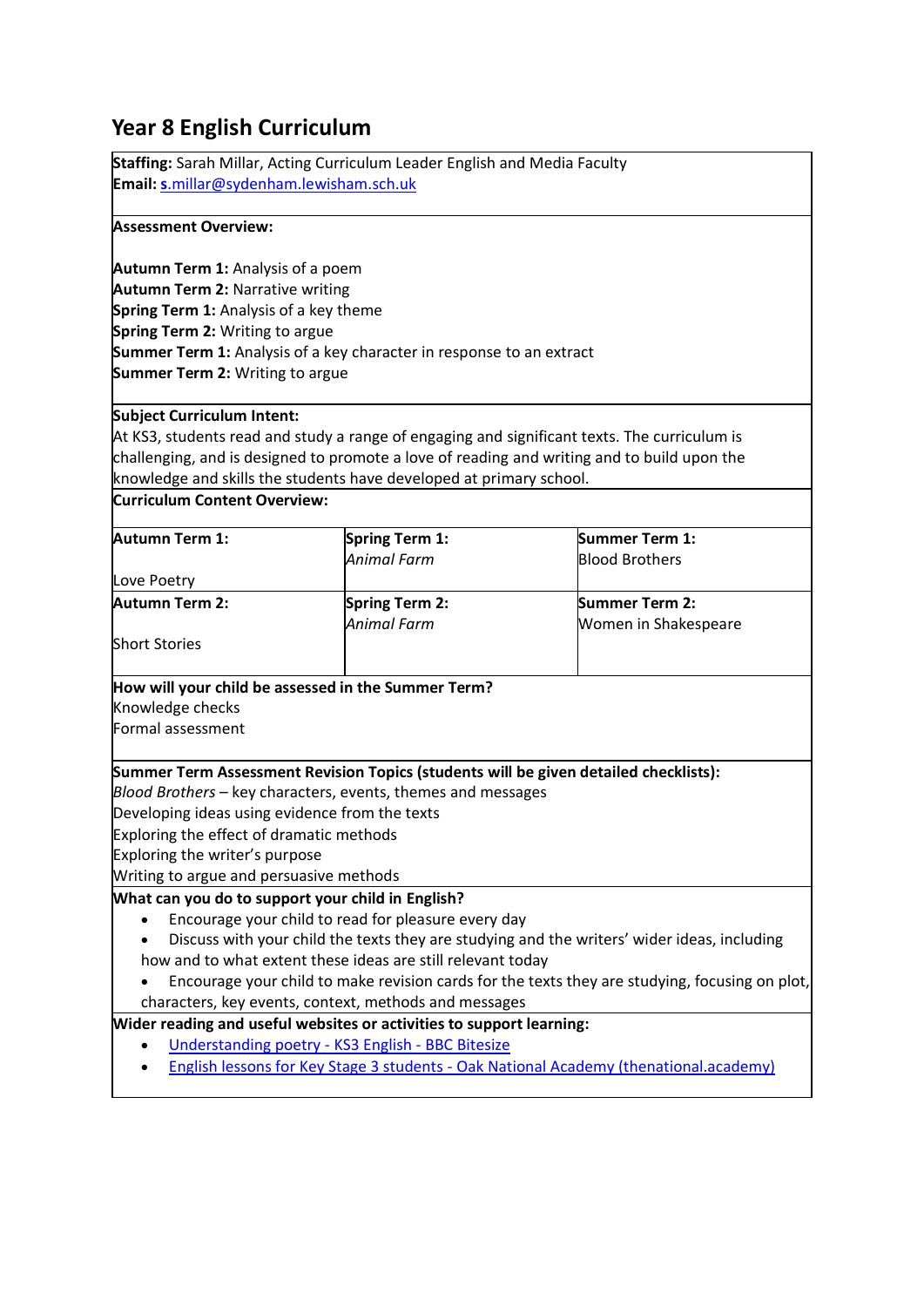# Year 8 English Curriculum

**Staffing:** Sarah Millar, Acting Curriculum Leader English and Media Faculty
**Email:** s.millar@sydenham.lewisham.sch.uk

**Assessment Overview:**

**Autumn Term 1:** Analysis of a poem
**Autumn Term 2:** Narrative writing
**Spring Term 1:** Analysis of a key theme
**Spring Term 2:** Writing to argue
**Summer Term 1:** Analysis of a key character in response to an extract
**Summer Term 2:** Writing to argue

**Subject Curriculum Intent:**
At KS3, students read and study a range of engaging and significant texts. The curriculum is challenging, and is designed to promote a love of reading and writing and to build upon the knowledge and skills the students have developed at primary school.

**Curriculum Content Overview:**

| **Autumn Term 1:** Love Poetry | **Spring Term 1:** *Animal Farm* | **Summer Term 1:** Blood Brothers |
|---|---|---|
| **Autumn Term 2:** Short Stories | **Spring Term 2:** *Animal Farm* | **Summer Term 2:** Women in Shakespeare |

**How will your child be assessed in the Summer Term?**
Knowledge checks
Formal assessment

**Summer Term Assessment Revision Topics (students will be given detailed checklists):**
*Blood Brothers* – key characters, events, themes and messages
Developing ideas using evidence from the texts
Exploring the effect of dramatic methods
Exploring the writer's purpose
Writing to argue and persuasive methods

**What can you do to support your child in English?**

- Encourage your child to read for pleasure every day
- Discuss with your child the texts they are studying and the writers' wider ideas, including how and to what extent these ideas are still relevant today
- Encourage your child to make revision cards for the texts they are studying, focusing on plot, characters, key events, context, methods and messages

**Wider reading and useful websites or activities to support learning:**

- Understanding poetry - KS3 English - BBC Bitesize
- English lessons for Key Stage 3 students - Oak National Academy (thenational.academy)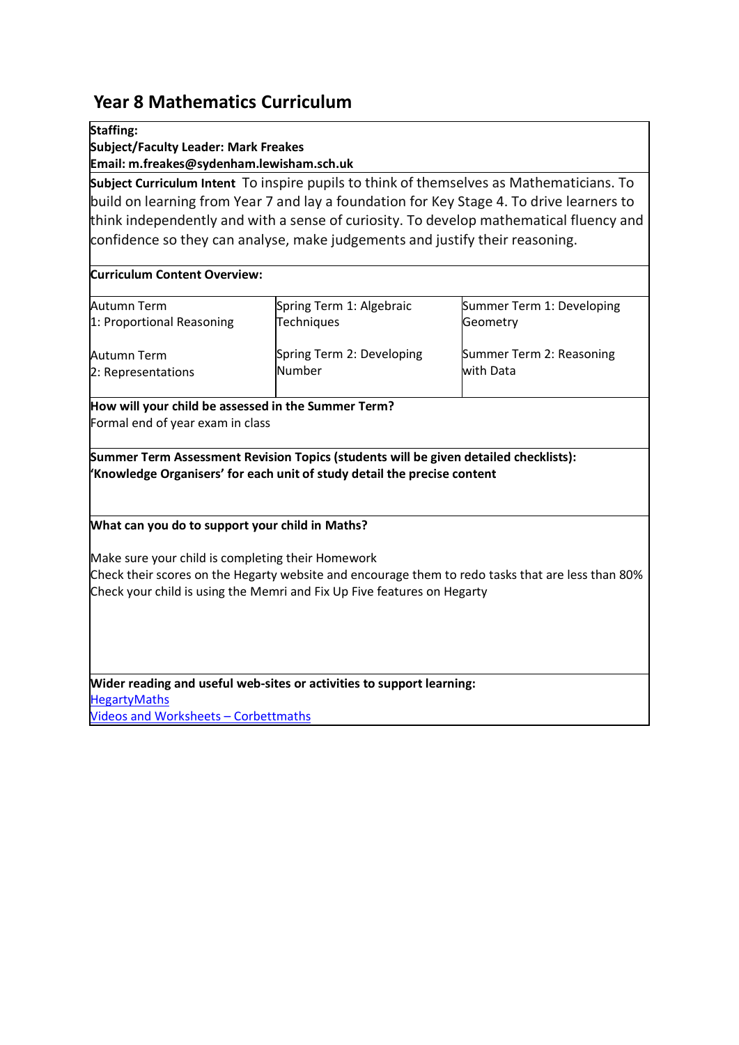# Year 8 Mathematics Curriculum

**Staffing:**
**Subject/Faculty Leader: Mark Freakes**
**Email: m.freakes@sydenham.lewisham.sch.uk**

**Subject Curriculum Intent** To inspire pupils to think of themselves as Mathematicians. To build on learning from Year 7 and lay a foundation for Key Stage 4. To drive learners to think independently and with a sense of curiosity. To develop mathematical fluency and confidence so they can analyse, make judgements and justify their reasoning.

**Curriculum Content Overview:**

| | | |
|---|---|---|
| Autumn Term 1: Proportional Reasoning | Spring Term 1: Algebraic Techniques | Summer Term 1: Developing Geometry |
| Autumn Term 2: Representations | Spring Term 2: Developing Number | Summer Term 2: Reasoning with Data |

**How will your child be assessed in the Summer Term?**
Formal end of year exam in class

**Summer Term Assessment Revision Topics (students will be given detailed checklists):**
**'Knowledge Organisers' for each unit of study detail the precise content**

**What can you do to support your child in Maths?**

Make sure your child is completing their Homework
Check their scores on the Hegarty website and encourage them to redo tasks that are less than 80%
Check your child is using the Memri and Fix Up Five features on Hegarty

**Wider reading and useful web-sites or activities to support learning:**
HegartyMaths
Videos and Worksheets – Corbettmaths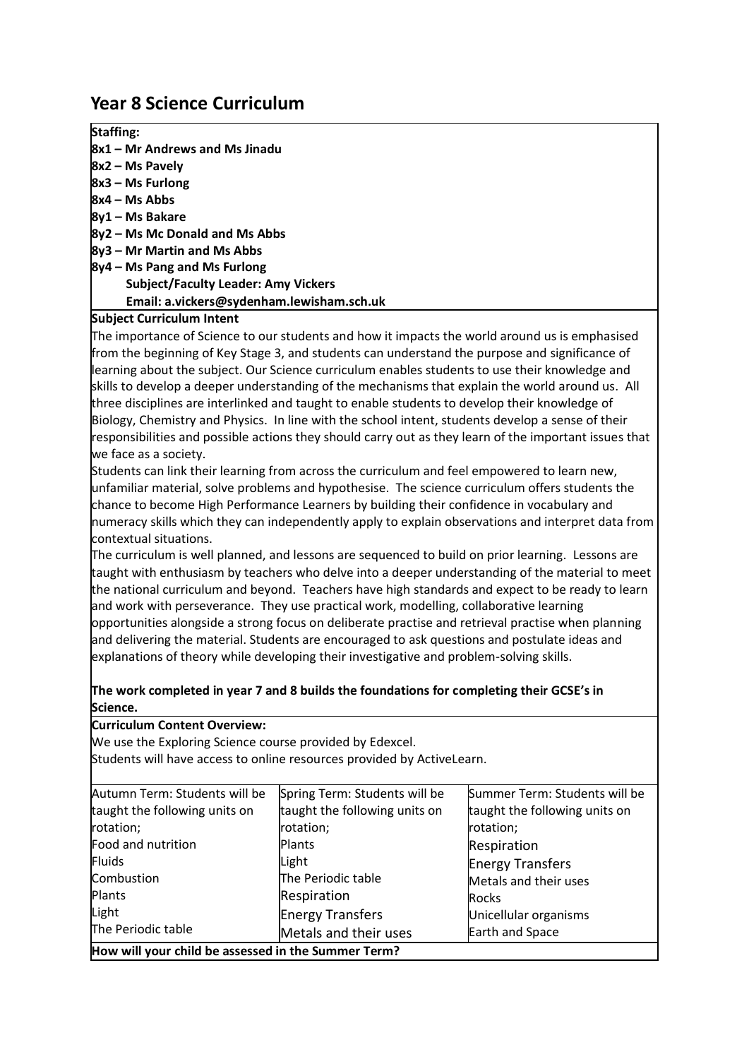# Year 8 Science Curriculum

**Staffing:**
**8x1 – Mr Andrews and Ms Jinadu**
**8x2 – Ms Pavely**
**8x3 – Ms Furlong**
**8x4 – Ms Abbs**
**8y1 – Ms Bakare**
**8y2 – Ms Mc Donald and Ms Abbs**
**8y3 – Mr Martin and Ms Abbs**
**8y4 – Ms Pang and Ms Furlong**
**Subject/Faculty Leader: Amy Vickers**
**Email: a.vickers@sydenham.lewisham.sch.uk**

**Subject Curriculum Intent**

The importance of Science to our students and how it impacts the world around us is emphasised from the beginning of Key Stage 3, and students can understand the purpose and significance of learning about the subject. Our Science curriculum enables students to use their knowledge and skills to develop a deeper understanding of the mechanisms that explain the world around us. All three disciplines are interlinked and taught to enable students to develop their knowledge of Biology, Chemistry and Physics. In line with the school intent, students develop a sense of their responsibilities and possible actions they should carry out as they learn of the important issues that we face as a society.

Students can link their learning from across the curriculum and feel empowered to learn new, unfamiliar material, solve problems and hypothesise. The science curriculum offers students the chance to become High Performance Learners by building their confidence in vocabulary and numeracy skills which they can independently apply to explain observations and interpret data from contextual situations.

The curriculum is well planned, and lessons are sequenced to build on prior learning. Lessons are taught with enthusiasm by teachers who delve into a deeper understanding of the material to meet the national curriculum and beyond. Teachers have high standards and expect to be ready to learn and work with perseverance. They use practical work, modelling, collaborative learning opportunities alongside a strong focus on deliberate practise and retrieval practise when planning and delivering the material. Students are encouraged to ask questions and postulate ideas and explanations of theory while developing their investigative and problem-solving skills.

**The work completed in year 7 and 8 builds the foundations for completing their GCSE's in Science.**

**Curriculum Content Overview:**

We use the Exploring Science course provided by Edexcel.
Students will have access to online resources provided by ActiveLearn.

| Autumn Term: Students will be taught the following units on rotation; | Spring Term: Students will be taught the following units on rotation; | Summer Term: Students will be taught the following units on rotation; |
|---|---|---|
| Food and nutrition | Plants | Respiration |
| Fluids | Light | Energy Transfers |
| Combustion | The Periodic table | Metals and their uses |
| Plants | Respiration | Rocks |
| Light | Energy Transfers | Unicellular organisms |
| The Periodic table | Metals and their uses | Earth and Space |

**How will your child be assessed in the Summer Term?**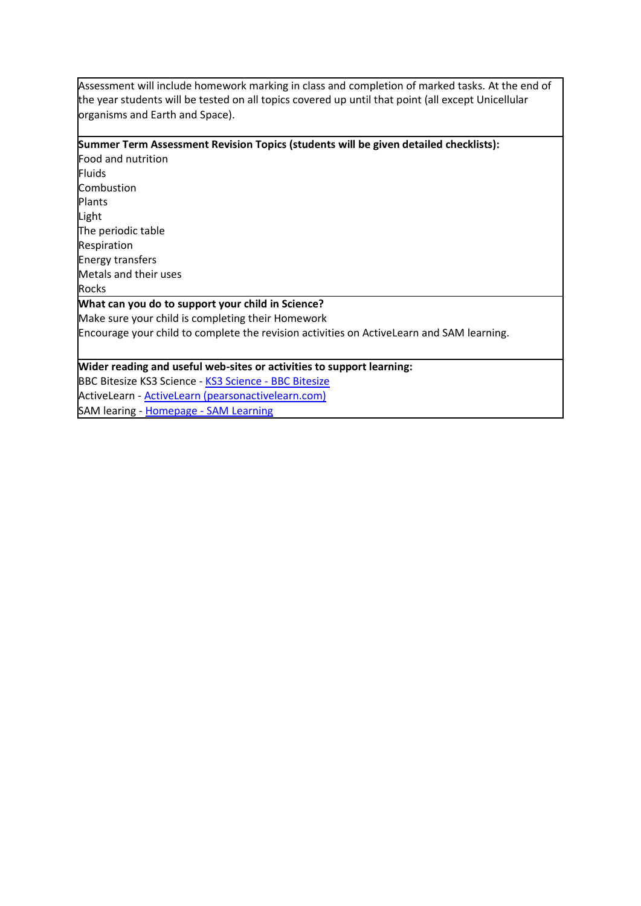Assessment will include homework marking in class and completion of marked tasks. At the end of the year students will be tested on all topics covered up until that point (all except Unicellular organisms and Earth and Space).

**Summer Term Assessment Revision Topics (students will be given detailed checklists):**

Food and nutrition
Fluids
Combustion
Plants
Light
The periodic table
Respiration
Energy transfers
Metals and their uses
Rocks

**What can you do to support your child in Science?**

Make sure your child is completing their Homework
Encourage your child to complete the revision activities on ActiveLearn and SAM learning.

**Wider reading and useful web-sites or activities to support learning:**

BBC Bitesize KS3 Science - KS3 Science - BBC Bitesize
ActiveLearn - ActiveLearn (pearsonactivelearn.com)
SAM learing - Homepage - SAM Learning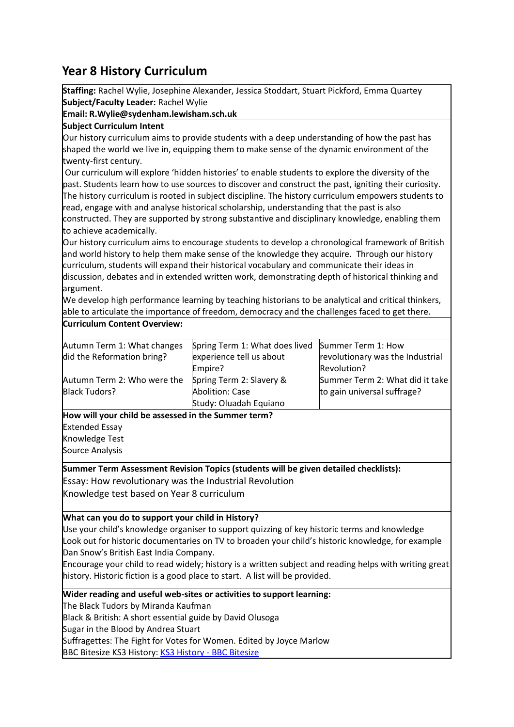# Year 8 History Curriculum

**Staffing:** Rachel Wylie, Josephine Alexander, Jessica Stoddart, Stuart Pickford, Emma Quartey
**Subject/Faculty Leader:** Rachel Wylie
**Email: R.Wylie@sydenham.lewisham.sch.uk**

**Subject Curriculum Intent**

Our history curriculum aims to provide students with a deep understanding of how the past has shaped the world we live in, equipping them to make sense of the dynamic environment of the twenty-first century.

Our curriculum will explore 'hidden histories' to enable students to explore the diversity of the past. Students learn how to use sources to discover and construct the past, igniting their curiosity. The history curriculum is rooted in subject discipline. The history curriculum empowers students to read, engage with and analyse historical scholarship, understanding that the past is also constructed. They are supported by strong substantive and disciplinary knowledge, enabling them to achieve academically.

Our history curriculum aims to encourage students to develop a chronological framework of British and world history to help them make sense of the knowledge they acquire. Through our history curriculum, students will expand their historical vocabulary and communicate their ideas in discussion, debates and in extended written work, demonstrating depth of historical thinking and argument.

We develop high performance learning by teaching historians to be analytical and critical thinkers, able to articulate the importance of freedom, democracy and the challenges faced to get there.

**Curriculum Content Overview:**

| | | |
|---|---|---|
| Autumn Term 1: What changes did the Reformation bring? | Spring Term 1: What does lived experience tell us about Empire? | Summer Term 1: How revolutionary was the Industrial Revolution? |
| Autumn Term 2: Who were the Black Tudors? | Spring Term 2: Slavery & Abolition: Case Study: Oluadah Equiano | Summer Term 2: What did it take to gain universal suffrage? |

**How will your child be assessed in the Summer term?**

Extended Essay
Knowledge Test
Source Analysis

**Summer Term Assessment Revision Topics (students will be given detailed checklists):**

Essay: How revolutionary was the Industrial Revolution
Knowledge test based on Year 8 curriculum

**What can you do to support your child in History?**

Use your child's knowledge organiser to support quizzing of key historic terms and knowledge
Look out for historic documentaries on TV to broaden your child's historic knowledge, for example Dan Snow's British East India Company.
Encourage your child to read widely; history is a written subject and reading helps with writing great history. Historic fiction is a good place to start. A list will be provided.

**Wider reading and useful web-sites or activities to support learning:**

The Black Tudors by Miranda Kaufman
Black & British: A short essential guide by David Olusoga
Sugar in the Blood by Andrea Stuart
Suffragettes: The Fight for Votes for Women. Edited by Joyce Marlow
BBC Bitesize KS3 History: KS3 History - BBC Bitesize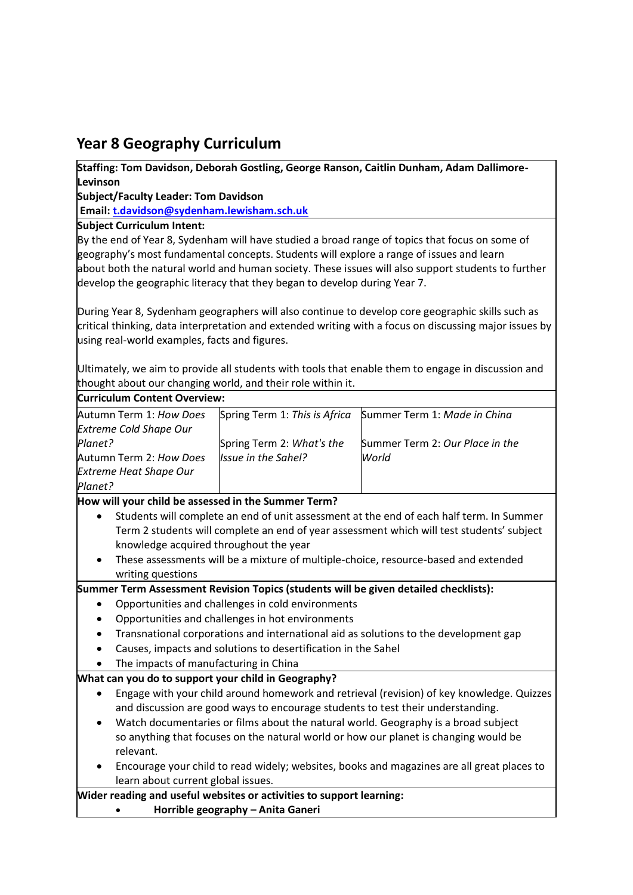# Year 8 Geography Curriculum

**Staffing: Tom Davidson, Deborah Gostling, George Ranson, Caitlin Dunham, Adam Dallimore-Levinson**

**Subject/Faculty Leader: Tom Davidson**

**Email: t.davidson@sydenham.lewisham.sch.uk**

**Subject Curriculum Intent:**

By the end of Year 8, Sydenham will have studied a broad range of topics that focus on some of geography's most fundamental concepts. Students will explore a range of issues and learn about both the natural world and human society. These issues will also support students to further develop the geographic literacy that they began to develop during Year 7.

During Year 8, Sydenham geographers will also continue to develop core geographic skills such as critical thinking, data interpretation and extended writing with a focus on discussing major issues by using real-world examples, facts and figures.

Ultimately, we aim to provide all students with tools that enable them to engage in discussion and thought about our changing world, and their role within it.

**Curriculum Content Overview:**

| | | |
|---|---|---|
| Autumn Term 1: *How Does Extreme Cold Shape Our Planet?*<br>Autumn Term 2: *How Does Extreme Heat Shape Our Planet?* | Spring Term 1: *This is Africa*<br>Spring Term 2: *What's the Issue in the Sahel?* | Summer Term 1: *Made in China*<br>Summer Term 2: *Our Place in the World* |

**How will your child be assessed in the Summer Term?**

- Students will complete an end of unit assessment at the end of each half term. In Summer Term 2 students will complete an end of year assessment which will test students' subject knowledge acquired throughout the year
- These assessments will be a mixture of multiple-choice, resource-based and extended writing questions

**Summer Term Assessment Revision Topics (students will be given detailed checklists):**

- Opportunities and challenges in cold environments
- Opportunities and challenges in hot environments
- Transnational corporations and international aid as solutions to the development gap
- Causes, impacts and solutions to desertification in the Sahel
- The impacts of manufacturing in China

**What can you do to support your child in Geography?**

- Engage with your child around homework and retrieval (revision) of key knowledge. Quizzes and discussion are good ways to encourage students to test their understanding.
- Watch documentaries or films about the natural world. Geography is a broad subject so anything that focuses on the natural world or how our planet is changing would be relevant.
- Encourage your child to read widely; websites, books and magazines are all great places to learn about current global issues.

**Wider reading and useful websites or activities to support learning:**

- **Horrible geography – Anita Ganeri**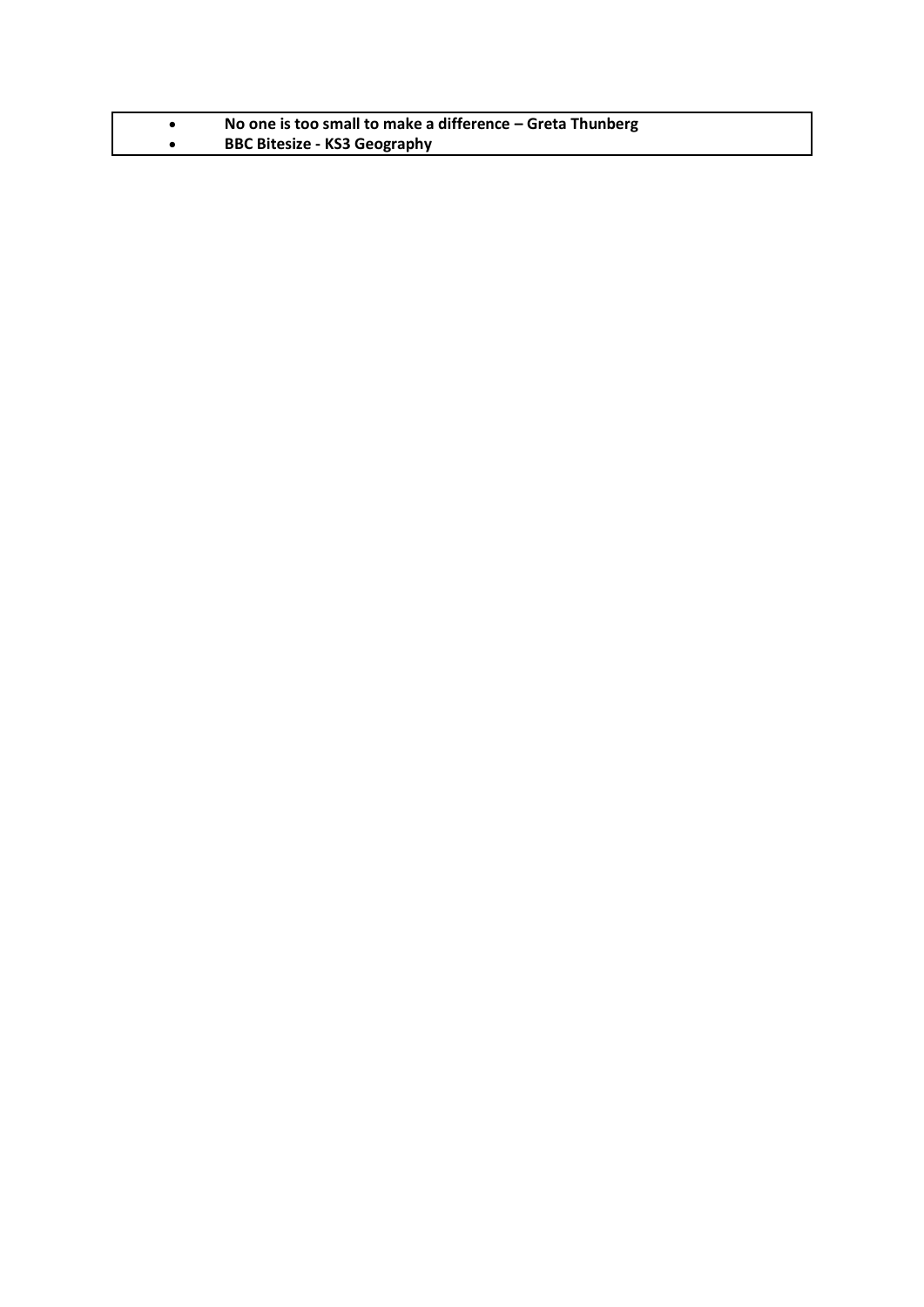- **No one is too small to make a difference – Greta Thunberg**
- **BBC Bitesize - KS3 Geography**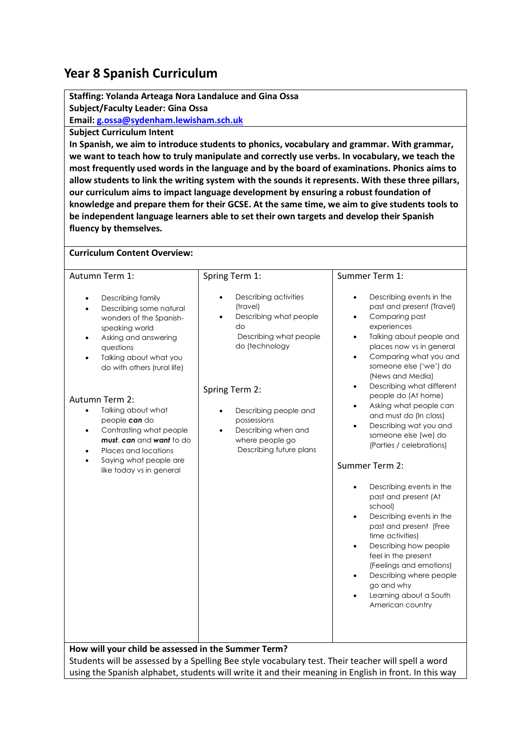# Year 8 Spanish Curriculum

**Staffing: Yolanda Arteaga Nora Landaluce and Gina Ossa**
**Subject/Faculty Leader: Gina Ossa**
**Email: g.ossa@sydenham.lewisham.sch.uk**

**Subject Curriculum Intent**

**In Spanish, we aim to introduce students to phonics, vocabulary and grammar. With grammar, we want to teach how to truly manipulate and correctly use verbs. In vocabulary, we teach the most frequently used words in the language and by the board of examinations. Phonics aims to allow students to link the writing system with the sounds it represents. With these three pillars, our curriculum aims to impact language development by ensuring a robust foundation of knowledge and prepare them for their GCSE. At the same time, we aim to give students tools to be independent language learners able to set their own targets and develop their Spanish fluency by themselves.**

**Curriculum Content Overview:**

| Autumn Term 1: | Spring Term 1: | Summer Term 1: |
|---|---|---|
| • Describing family<br>• Describing some natural wonders of the Spanish-speaking world<br>• Asking and answering questions<br>• Talking about what you do with others (rural life)<br><br>Autumn Term 2:<br>• Talking about what people ***can*** do<br>• Contrasting what people ***must***, ***can*** and ***want*** to do<br>• Places and locations<br>• Saying what people are like today vs in general | • Describing activities (travel)<br>• Describing what people do<br>Describing what people do (technology<br><br>Spring Term 2:<br>• Describing people and possessions<br>• Describing when and where people go<br>Describing future plans | • Describing events in the past and present (Travel)<br>• Comparing past experiences<br>• Talking about people and places now vs in general<br>• Comparing what you and someone else ('we') do (News and Media)<br>• Describing what different people do (At home)<br>• Asking what people can and must do (In class)<br>• Describing wat you and someone else (we) do (Parties / celebrations)<br><br>Summer Term 2:<br>• Describing events in the past and present (At school)<br>• Describing events in the past and present (Free time activities)<br>• Describing how people feel in the present (Feelings and emotions)<br>• Describing where people go and why<br>• Learning about a South American country |

**How will your child be assessed in the Summer Term?**

Students will be assessed by a Spelling Bee style vocabulary test. Their teacher will spell a word using the Spanish alphabet, students will write it and their meaning in English in front. In this way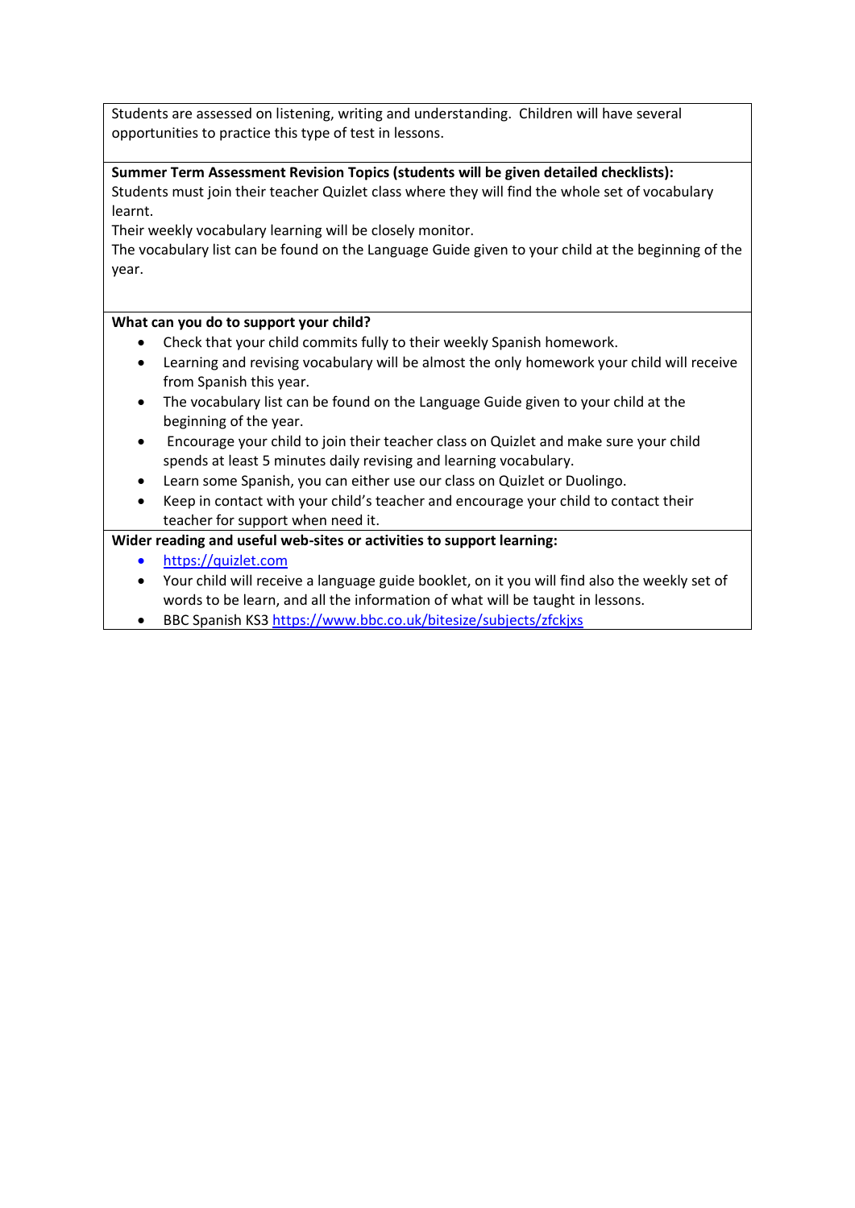Students are assessed on listening, writing and understanding. Children will have several opportunities to practice this type of test in lessons.

**Summer Term Assessment Revision Topics (students will be given detailed checklists):**

Students must join their teacher Quizlet class where they will find the whole set of vocabulary learnt.

Their weekly vocabulary learning will be closely monitor.

The vocabulary list can be found on the Language Guide given to your child at the beginning of the year.

**What can you do to support your child?**

- Check that your child commits fully to their weekly Spanish homework.
- Learning and revising vocabulary will be almost the only homework your child will receive from Spanish this year.
- The vocabulary list can be found on the Language Guide given to your child at the beginning of the year.
- Encourage your child to join their teacher class on Quizlet and make sure your child spends at least 5 minutes daily revising and learning vocabulary.
- Learn some Spanish, you can either use our class on Quizlet or Duolingo.
- Keep in contact with your child's teacher and encourage your child to contact their teacher for support when need it.

**Wider reading and useful web-sites or activities to support learning:**

- https://quizlet.com
- Your child will receive a language guide booklet, on it you will find also the weekly set of words to be learn, and all the information of what will be taught in lessons.
- BBC Spanish KS3 https://www.bbc.co.uk/bitesize/subjects/zfckjxs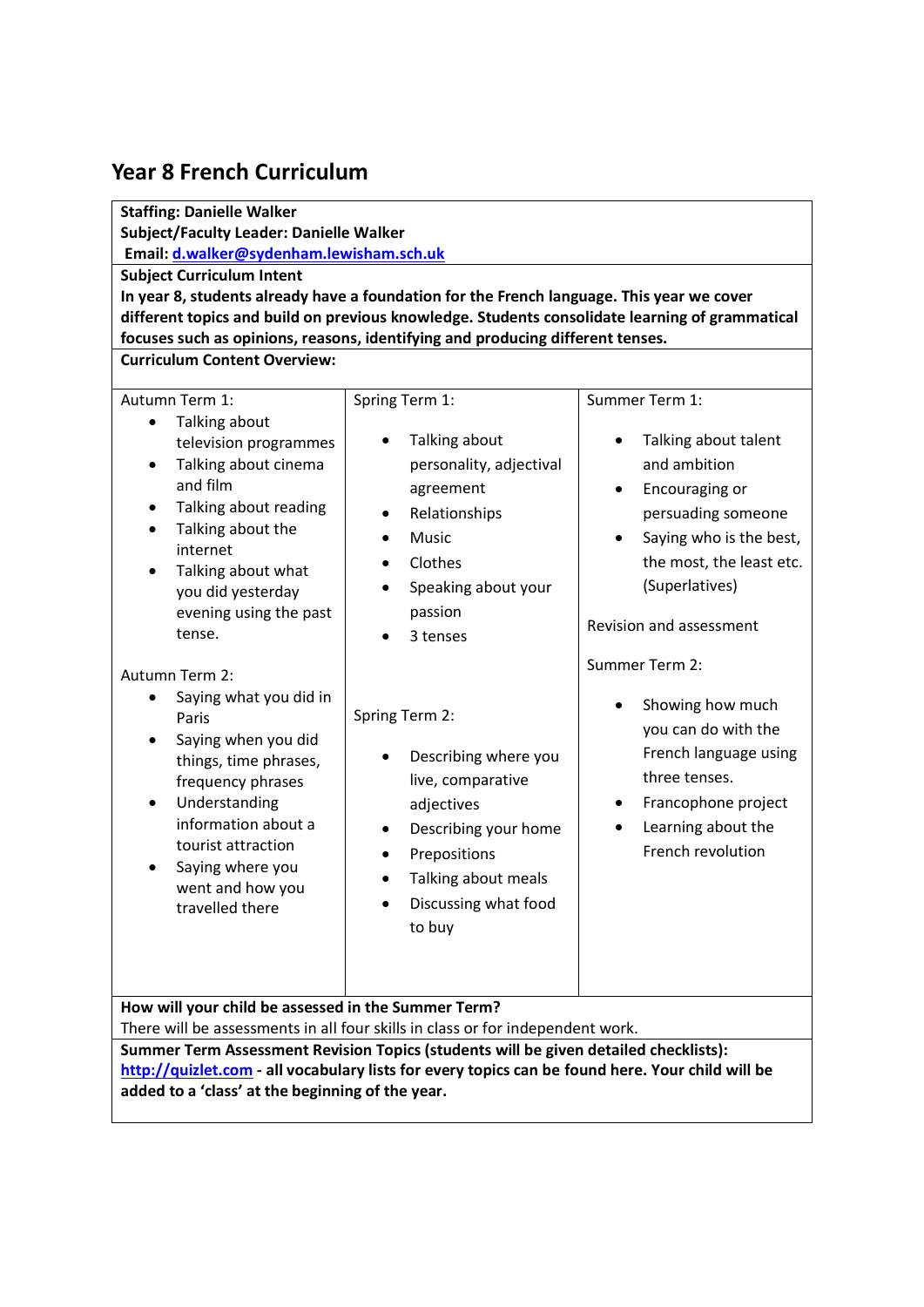# Year 8 French Curriculum

**Staffing: Danielle Walker**
**Subject/Faculty Leader: Danielle Walker**
**Email: [d.walker@sydenham.lewisham.sch.uk](mailto:d.walker@sydenham.lewisham.sch.uk)**

**Subject Curriculum Intent**

**In year 8, students already have a foundation for the French language. This year we cover different topics and build on previous knowledge. Students consolidate learning of grammatical focuses such as opinions, reasons, identifying and producing different tenses.**

**Curriculum Content Overview:**

Autumn Term 1:

- Talking about television programmes
- Talking about cinema and film
- Talking about reading
- Talking about the internet
- Talking about what you did yesterday evening using the past tense.

Autumn Term 2:

- Saying what you did in Paris
- Saying when you did things, time phrases, frequency phrases
- Understanding information about a tourist attraction
- Saying where you went and how you travelled there

Spring Term 1:

- Talking about personality, adjectival agreement
- Relationships
- Music
- Clothes
- Speaking about your passion
- 3 tenses

Spring Term 2:

- Describing where you live, comparative adjectives
- Describing your home
- Prepositions
- Talking about meals
- Discussing what food to buy

Summer Term 1:

- Talking about talent and ambition
- Encouraging or persuading someone
- Saying who is the best, the most, the least etc. (Superlatives)

Revision and assessment

Summer Term 2:

- Showing how much you can do with the French language using three tenses.
- Francophone project
- Learning about the French revolution

**How will your child be assessed in the Summer Term?**

There will be assessments in all four skills in class or for independent work.

**Summer Term Assessment Revision Topics (students will be given detailed checklists):**

**[http://quizlet.com](http://quizlet.com) - all vocabulary lists for every topics can be found here. Your child will be added to a 'class' at the beginning of the year.**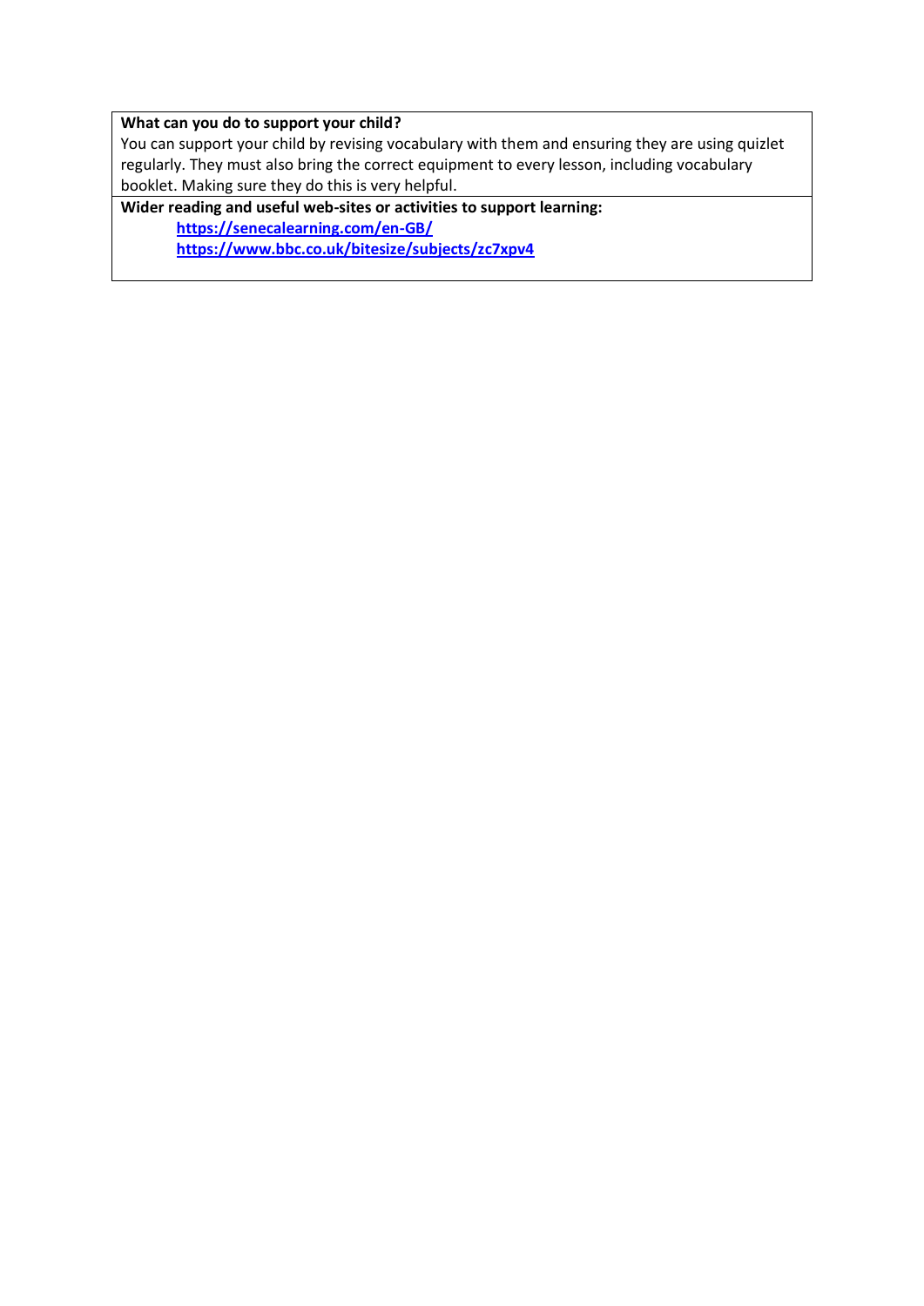**What can you do to support your child?**

You can support your child by revising vocabulary with them and ensuring they are using quizlet regularly. They must also bring the correct equipment to every lesson, including vocabulary booklet. Making sure they do this is very helpful.

**Wider reading and useful web-sites or activities to support learning:**

- **https://senecalearning.com/en-GB/**
- **https://www.bbc.co.uk/bitesize/subjects/zc7xpv4**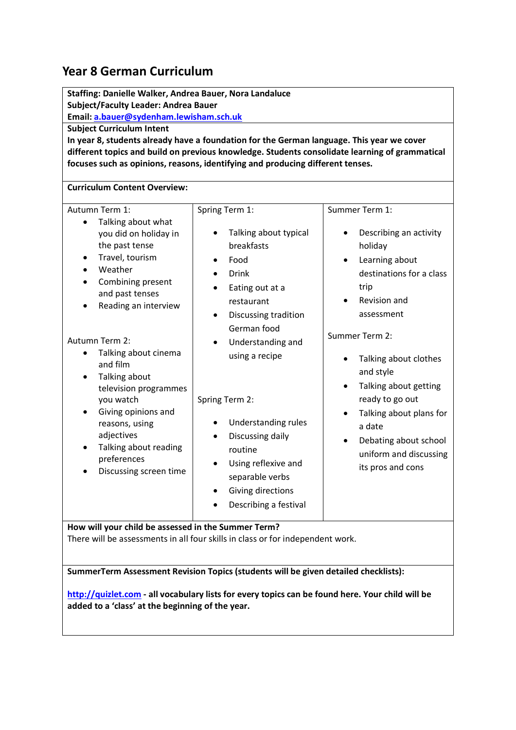# Year 8 German Curriculum

**Staffing: Danielle Walker, Andrea Bauer, Nora Landaluce**
**Subject/Faculty Leader: Andrea Bauer**
**Email: [a.bauer@sydenham.lewisham.sch.uk](mailto:a.bauer@sydenham.lewisham.sch.uk)**

**Subject Curriculum Intent**

**In year 8, students already have a foundation for the German language. This year we cover different topics and build on previous knowledge. Students consolidate learning of grammatical focuses such as opinions, reasons, identifying and producing different tenses.**

**Curriculum Content Overview:**

| Autumn | Spring | Summer |
|---|---|---|
| Autumn Term 1:<br>• Talking about what you did on holiday in the past tense<br>• Travel, tourism<br>• Weather<br>• Combining present and past tenses<br>• Reading an interview<br><br>Autumn Term 2:<br>• Talking about cinema and film<br>• Talking about television programmes you watch<br>• Giving opinions and reasons, using adjectives<br>• Talking about reading preferences<br>• Discussing screen time | Spring Term 1:<br>• Talking about typical breakfasts<br>• Food<br>• Drink<br>• Eating out at a restaurant<br>• Discussing tradition German food<br>• Understanding and using a recipe<br><br>Spring Term 2:<br>• Understanding rules<br>• Discussing daily routine<br>• Using reflexive and separable verbs<br>• Giving directions<br>• Describing a festival | Summer Term 1:<br>• Describing an activity holiday<br>• Learning about destinations for a class trip<br>• Revision and assessment<br><br>Summer Term 2:<br>• Talking about clothes and style<br>• Talking about getting ready to go out<br>• Talking about plans for a date<br>• Debating about school uniform and discussing its pros and cons |

**How will your child be assessed in the Summer Term?**

There will be assessments in all four skills in class or for independent work.

**SummerTerm Assessment Revision Topics (students will be given detailed checklists):**

[http://quizlet.com](http://quizlet.com) **- all vocabulary lists for every topics can be found here. Your child will be added to a 'class' at the beginning of the year.**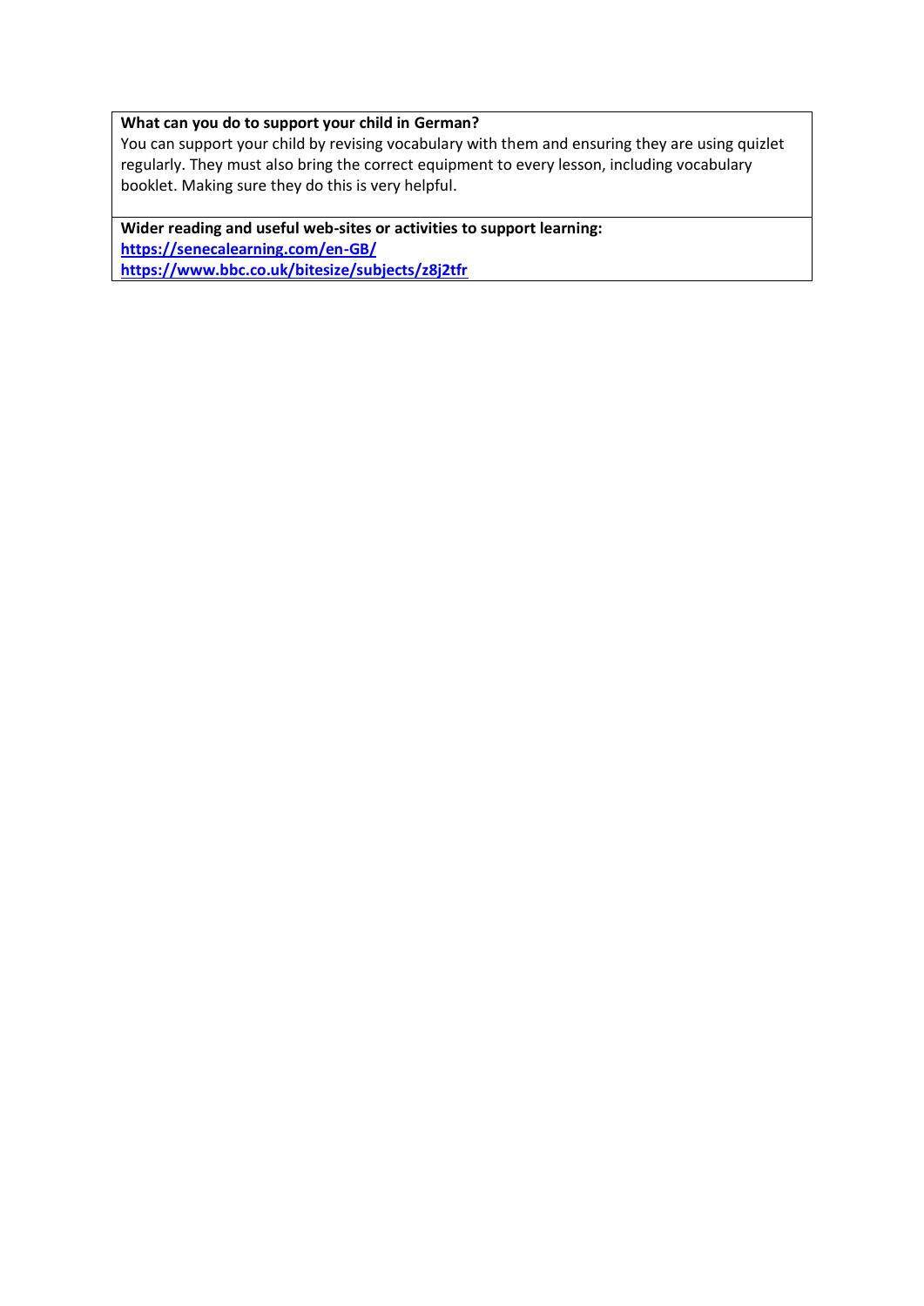**What can you do to support your child in German?**

You can support your child by revising vocabulary with them and ensuring they are using quizlet regularly. They must also bring the correct equipment to every lesson, including vocabulary booklet. Making sure they do this is very helpful.

**Wider reading and useful web-sites or activities to support learning:**

**https://senecalearning.com/en-GB/**

**https://www.bbc.co.uk/bitesize/subjects/z8j2tfr**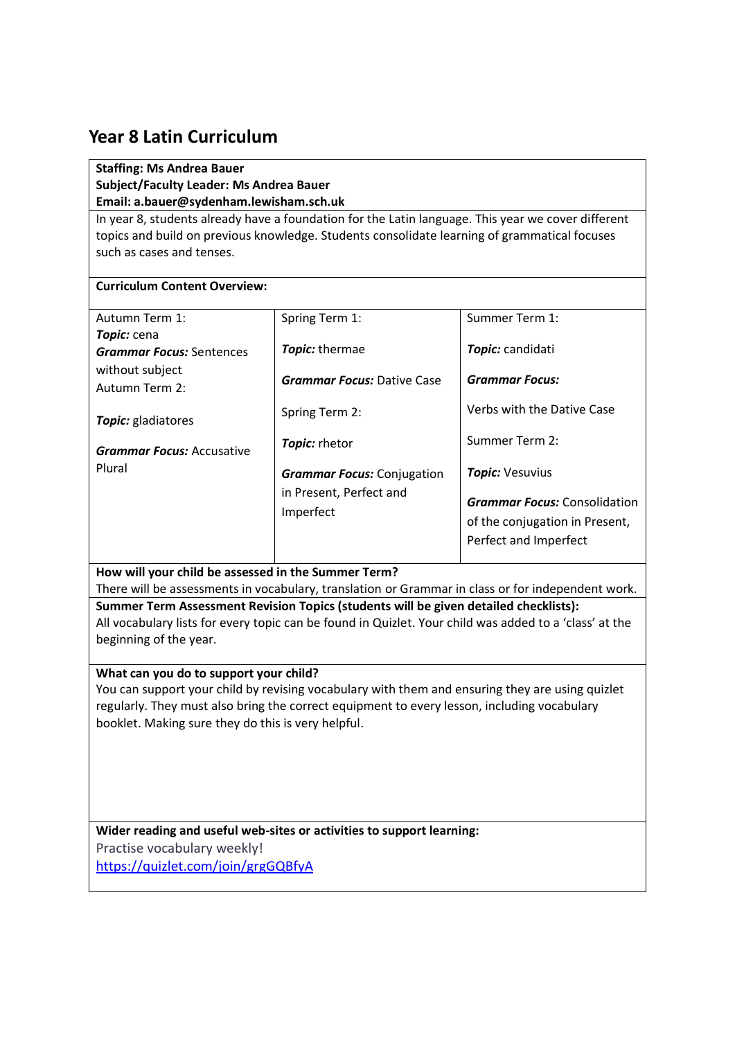# Year 8 Latin Curriculum

**Staffing: Ms Andrea Bauer**
**Subject/Faculty Leader: Ms Andrea Bauer**
**Email: a.bauer@sydenham.lewisham.sch.uk**

In year 8, students already have a foundation for the Latin language. This year we cover different topics and build on previous knowledge. Students consolidate learning of grammatical focuses such as cases and tenses.

**Curriculum Content Overview:**

| Autumn | Spring | Summer |
|---|---|---|
| Autumn Term 1:<br>***Topic:*** cena<br>***Grammar Focus:*** Sentences without subject<br>Autumn Term 2:<br>***Topic:*** gladiatores<br>***Grammar Focus:*** Accusative Plural | Spring Term 1:<br>***Topic:*** thermae<br>***Grammar Focus:*** Dative Case<br>Spring Term 2:<br>***Topic:*** rhetor<br>***Grammar Focus:*** Conjugation in Present, Perfect and Imperfect | Summer Term 1:<br>***Topic:*** candidati<br>***Grammar Focus:***<br>Verbs with the Dative Case<br>Summer Term 2:<br>***Topic:*** Vesuvius<br>***Grammar Focus:*** Consolidation of the conjugation in Present, Perfect and Imperfect |

**How will your child be assessed in the Summer Term?**
There will be assessments in vocabulary, translation or Grammar in class or for independent work.

**Summer Term Assessment Revision Topics (students will be given detailed checklists):**
All vocabulary lists for every topic can be found in Quizlet. Your child was added to a 'class' at the beginning of the year.

**What can you do to support your child?**
You can support your child by revising vocabulary with them and ensuring they are using quizlet regularly. They must also bring the correct equipment to every lesson, including vocabulary booklet. Making sure they do this is very helpful.

**Wider reading and useful web-sites or activities to support learning:**
Practise vocabulary weekly!
https://quizlet.com/join/grgGQBfyA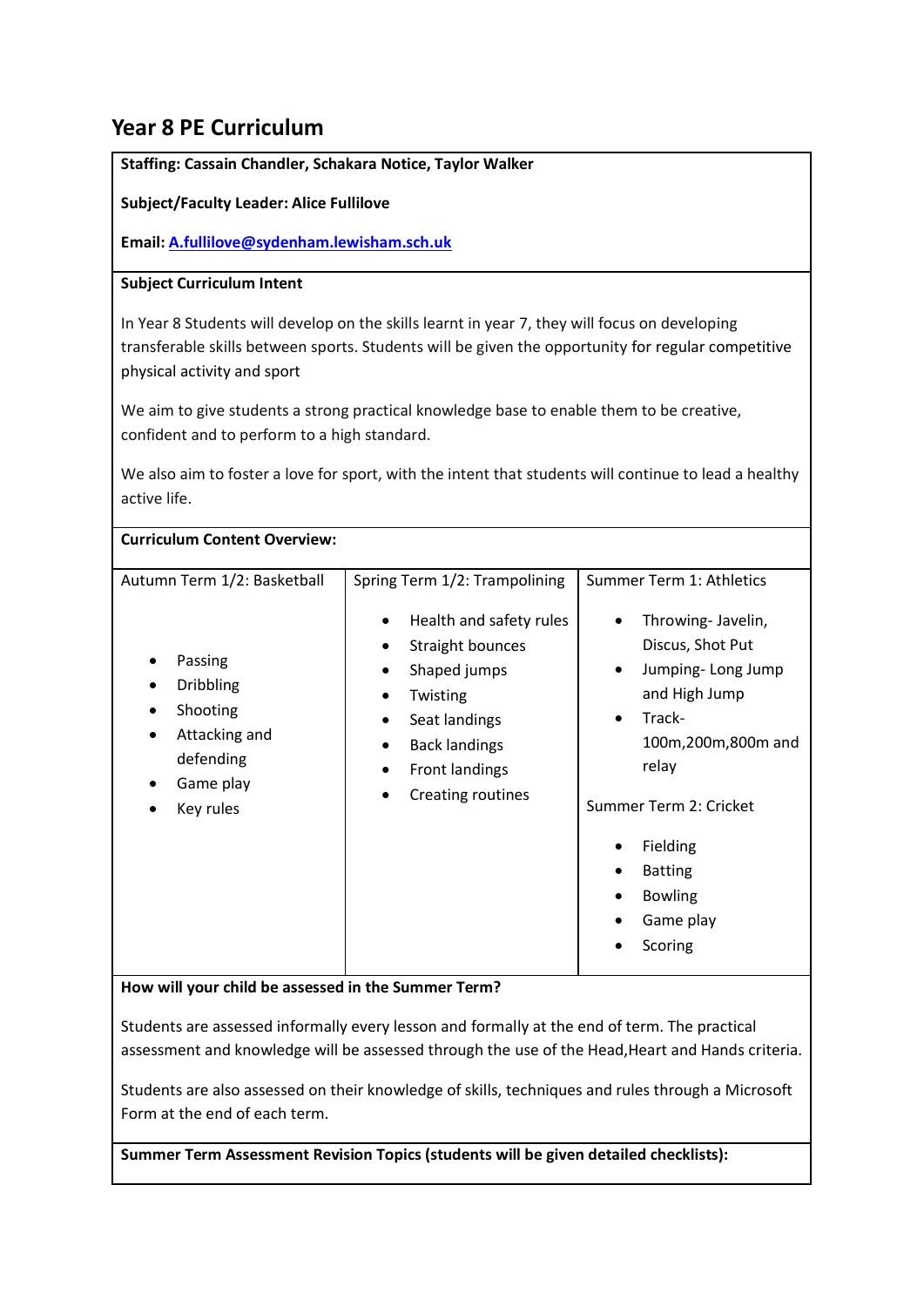# Year 8 PE Curriculum

**Staffing: Cassain Chandler, Schakara Notice, Taylor Walker**

**Subject/Faculty Leader: Alice Fullilove**

**Email: [A.fullilove@sydenham.lewisham.sch.uk](mailto:A.fullilove@sydenham.lewisham.sch.uk)**

**Subject Curriculum Intent**

In Year 8 Students will develop on the skills learnt in year 7, they will focus on developing transferable skills between sports. Students will be given the opportunity for regular competitive physical activity and sport

We aim to give students a strong practical knowledge base to enable them to be creative, confident and to perform to a high standard.

We also aim to foster a love for sport, with the intent that students will continue to lead a healthy active life.

**Curriculum Content Overview:**

| Autumn Term 1/2: Basketball | Spring Term 1/2: Trampolining | Summer Term 1: Athletics |
|---|---|---|
| • Passing<br>• Dribbling<br>• Shooting<br>• Attacking and defending<br>• Game play<br>• Key rules | • Health and safety rules<br>• Straight bounces<br>• Shaped jumps<br>• Twisting<br>• Seat landings<br>• Back landings<br>• Front landings<br>• Creating routines | • Throwing- Javelin, Discus, Shot Put<br>• Jumping- Long Jump and High Jump<br>• Track- 100m,200m,800m and relay<br><br>Summer Term 2: Cricket<br><br>• Fielding<br>• Batting<br>• Bowling<br>• Game play<br>• Scoring |

**How will your child be assessed in the Summer Term?**

Students are assessed informally every lesson and formally at the end of term. The practical assessment and knowledge will be assessed through the use of the Head,Heart and Hands criteria.

Students are also assessed on their knowledge of skills, techniques and rules through a Microsoft Form at the end of each term.

**Summer Term Assessment Revision Topics (students will be given detailed checklists):**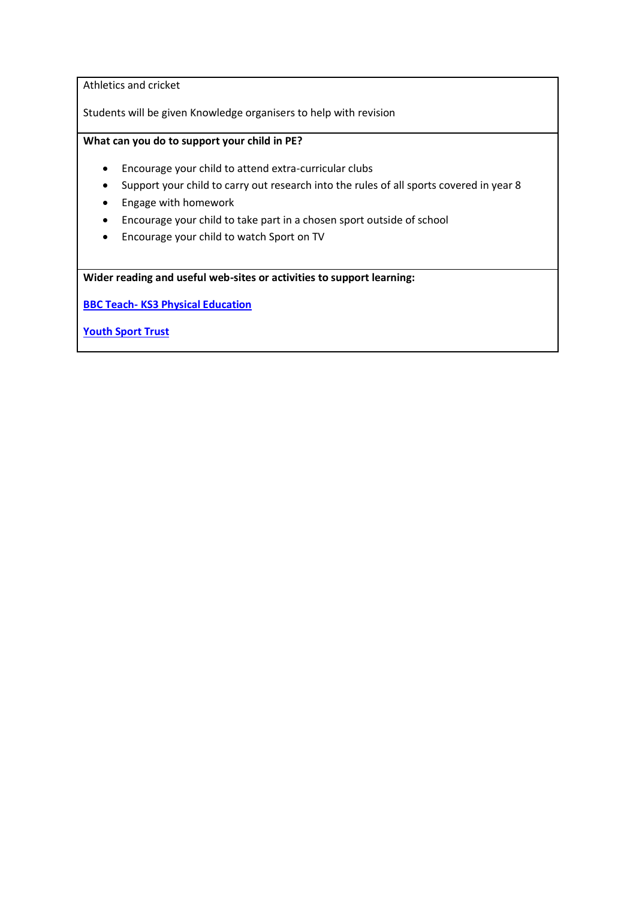Athletics and cricket

Students will be given Knowledge organisers to help with revision

**What can you do to support your child in PE?**

- Encourage your child to attend extra-curricular clubs
- Support your child to carry out research into the rules of all sports covered in year 8
- Engage with homework
- Encourage your child to take part in a chosen sport outside of school
- Encourage your child to watch Sport on TV

**Wider reading and useful web-sites or activities to support learning:**

**BBC Teach- KS3 Physical Education**

**Youth Sport Trust**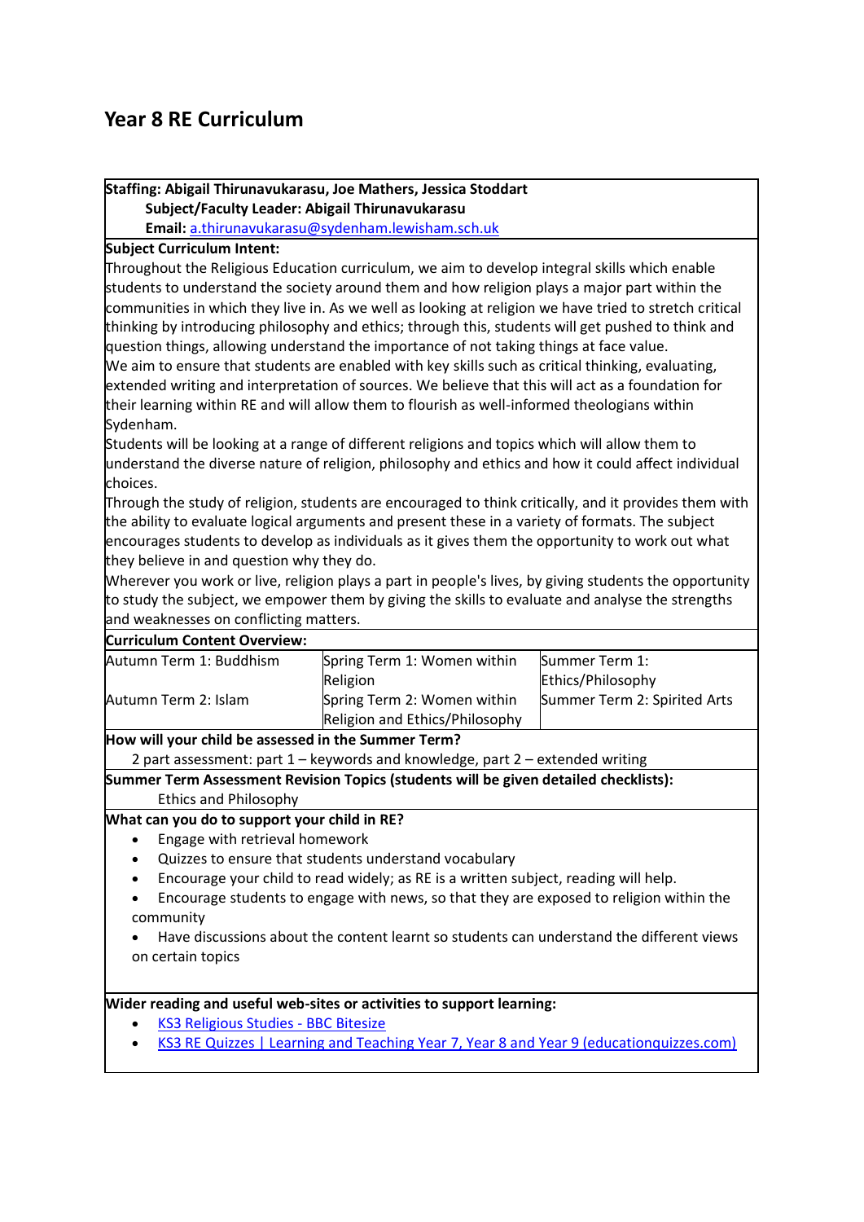# Year 8 RE Curriculum

**Staffing: Abigail Thirunavukarasu, Joe Mathers, Jessica Stoddart**
**Subject/Faculty Leader: Abigail Thirunavukarasu**
**Email:** a.thirunavukarasu@sydenham.lewisham.sch.uk

**Subject Curriculum Intent:**

Throughout the Religious Education curriculum, we aim to develop integral skills which enable students to understand the society around them and how religion plays a major part within the communities in which they live in. As we well as looking at religion we have tried to stretch critical thinking by introducing philosophy and ethics; through this, students will get pushed to think and question things, allowing understand the importance of not taking things at face value.

We aim to ensure that students are enabled with key skills such as critical thinking, evaluating, extended writing and interpretation of sources. We believe that this will act as a foundation for their learning within RE and will allow them to flourish as well-informed theologians within Sydenham.

Students will be looking at a range of different religions and topics which will allow them to understand the diverse nature of religion, philosophy and ethics and how it could affect individual choices.

Through the study of religion, students are encouraged to think critically, and it provides them with the ability to evaluate logical arguments and present these in a variety of formats. The subject encourages students to develop as individuals as it gives them the opportunity to work out what they believe in and question why they do.

Wherever you work or live, religion plays a part in people's lives, by giving students the opportunity to study the subject, we empower them by giving the skills to evaluate and analyse the strengths and weaknesses on conflicting matters.

**Curriculum Content Overview:**

| | | |
|---|---|---|
| Autumn Term 1: Buddhism | Spring Term 1: Women within Religion | Summer Term 1: Ethics/Philosophy |
| Autumn Term 2: Islam | Spring Term 2: Women within Religion and Ethics/Philosophy | Summer Term 2: Spirited Arts |

**How will your child be assessed in the Summer Term?**

2 part assessment: part 1 – keywords and knowledge, part 2 – extended writing

**Summer Term Assessment Revision Topics (students will be given detailed checklists):**

Ethics and Philosophy

**What can you do to support your child in RE?**

- Engage with retrieval homework
- Quizzes to ensure that students understand vocabulary
- Encourage your child to read widely; as RE is a written subject, reading will help.
- Encourage students to engage with news, so that they are exposed to religion within the community
- Have discussions about the content learnt so students can understand the different views on certain topics

**Wider reading and useful web-sites or activities to support learning:**

- KS3 Religious Studies - BBC Bitesize
- KS3 RE Quizzes | Learning and Teaching Year 7, Year 8 and Year 9 (educationquizzes.com)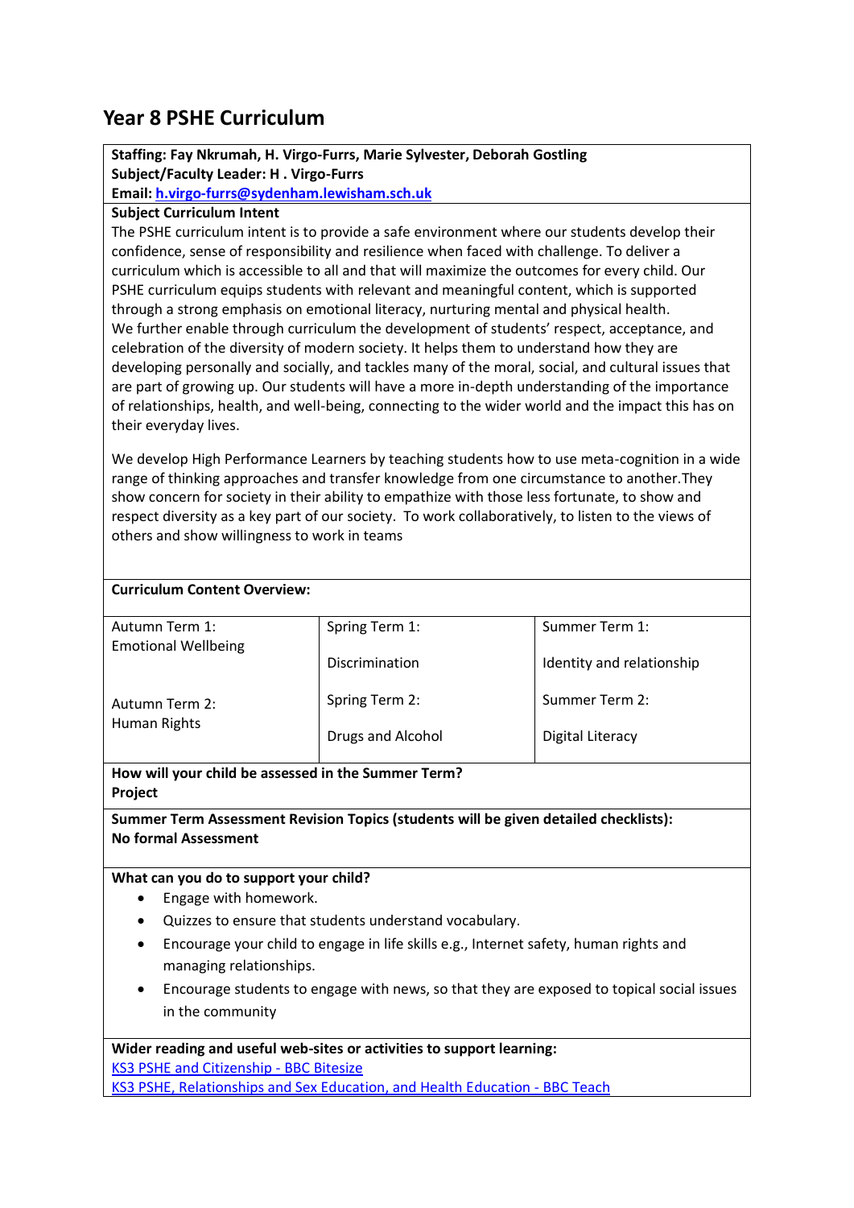# Year 8 PSHE Curriculum

**Staffing: Fay Nkrumah, H. Virgo-Furrs, Marie Sylvester, Deborah Gostling**
**Subject/Faculty Leader: H . Virgo-Furrs**
**Email: h.virgo-furrs@sydenham.lewisham.sch.uk**

**Subject Curriculum Intent**

The PSHE curriculum intent is to provide a safe environment where our students develop their confidence, sense of responsibility and resilience when faced with challenge. To deliver a curriculum which is accessible to all and that will maximize the outcomes for every child. Our PSHE curriculum equips students with relevant and meaningful content, which is supported through a strong emphasis on emotional literacy, nurturing mental and physical health.
We further enable through curriculum the development of students' respect, acceptance, and celebration of the diversity of modern society. It helps them to understand how they are developing personally and socially, and tackles many of the moral, social, and cultural issues that are part of growing up. Our students will have a more in-depth understanding of the importance of relationships, health, and well-being, connecting to the wider world and the impact this has on their everyday lives.

We develop High Performance Learners by teaching students how to use meta-cognition in a wide range of thinking approaches and transfer knowledge from one circumstance to another.They show concern for society in their ability to empathize with those less fortunate, to show and respect diversity as a key part of our society. To work collaboratively, to listen to the views of others and show willingness to work in teams

**Curriculum Content Overview:**

| | | |
|---|---|---|
| Autumn Term 1: Emotional Wellbeing | Spring Term 1: Discrimination | Summer Term 1: Identity and relationship |
| Autumn Term 2: Human Rights | Spring Term 2: Drugs and Alcohol | Summer Term 2: Digital Literacy |

**How will your child be assessed in the Summer Term?**
**Project**

**Summer Term Assessment Revision Topics (students will be given detailed checklists):**
**No formal Assessment**

**What can you do to support your child?**

- Engage with homework.
- Quizzes to ensure that students understand vocabulary.
- Encourage your child to engage in life skills e.g., Internet safety, human rights and managing relationships.
- Encourage students to engage with news, so that they are exposed to topical social issues in the community

**Wider reading and useful web-sites or activities to support learning:**

KS3 PSHE and Citizenship - BBC Bitesize
KS3 PSHE, Relationships and Sex Education, and Health Education - BBC Teach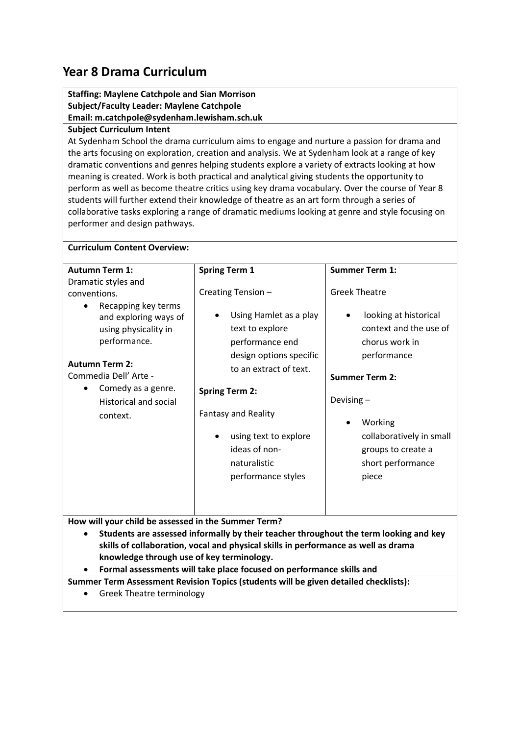# Year 8 Drama Curriculum

**Staffing: Maylene Catchpole and Sian Morrison**
**Subject/Faculty Leader: Maylene Catchpole**
**Email: m.catchpole@sydenham.lewisham.sch.uk**

**Subject Curriculum Intent**

At Sydenham School the drama curriculum aims to engage and nurture a passion for drama and the arts focusing on exploration, creation and analysis. We at Sydenham look at a range of key dramatic conventions and genres helping students explore a variety of extracts looking at how meaning is created. Work is both practical and analytical giving students the opportunity to perform as well as become theatre critics using key drama vocabulary. Over the course of Year 8 students will further extend their knowledge of theatre as an art form through a series of collaborative tasks exploring a range of dramatic mediums looking at genre and style focusing on performer and design pathways.

**Curriculum Content Overview:**

| **Autumn Term 1:** | **Spring Term 1** | **Summer Term 1:** |
|---|---|---|
| Dramatic styles and conventions.<br>• Recapping key terms and exploring ways of using physicality in performance. | Creating Tension –<br>• Using Hamlet as a play text to explore performance end design options specific to an extract of text. | Greek Theatre<br>• looking at historical context and the use of chorus work in performance |
| **Autumn Term 2:** | **Spring Term 2:** | **Summer Term 2:** |
| Commedia Dell' Arte -<br>• Comedy as a genre. Historical and social context. | Fantasy and Reality<br>• using text to explore ideas of non-naturalistic performance styles | Devising –<br>• Working collaboratively in small groups to create a short performance piece |

**How will your child be assessed in the Summer Term?**

- **Students are assessed informally by their teacher throughout the term looking and key skills of collaboration, vocal and physical skills in performance as well as drama knowledge through use of key terminology.**
- **Formal assessments will take place focused on performance skills and**

**Summer Term Assessment Revision Topics (students will be given detailed checklists):**

- Greek Theatre terminology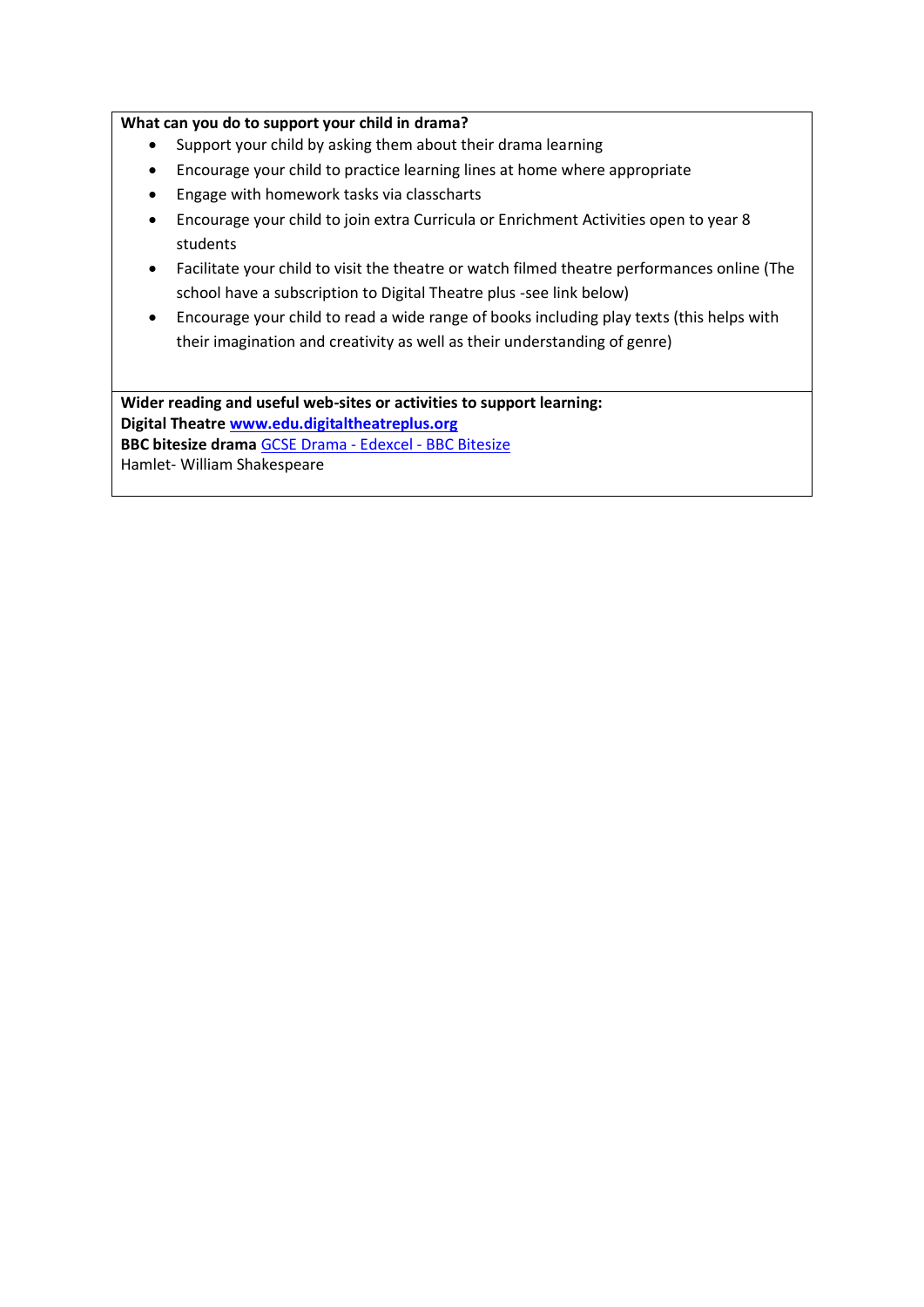**What can you do to support your child in drama?**

- Support your child by asking them about their drama learning
- Encourage your child to practice learning lines at home where appropriate
- Engage with homework tasks via classcharts
- Encourage your child to join extra Curricula or Enrichment Activities open to year 8 students
- Facilitate your child to visit the theatre or watch filmed theatre performances online (The school have a subscription to Digital Theatre plus -see link below)
- Encourage your child to read a wide range of books including play texts (this helps with their imagination and creativity as well as their understanding of genre)

**Wider reading and useful web-sites or activities to support learning:**

**Digital Theatre** [www.edu.digitaltheatreplus.org](www.edu.digitaltheatreplus.org)

**BBC bitesize drama** GCSE Drama - Edexcel - BBC Bitesize

Hamlet- William Shakespeare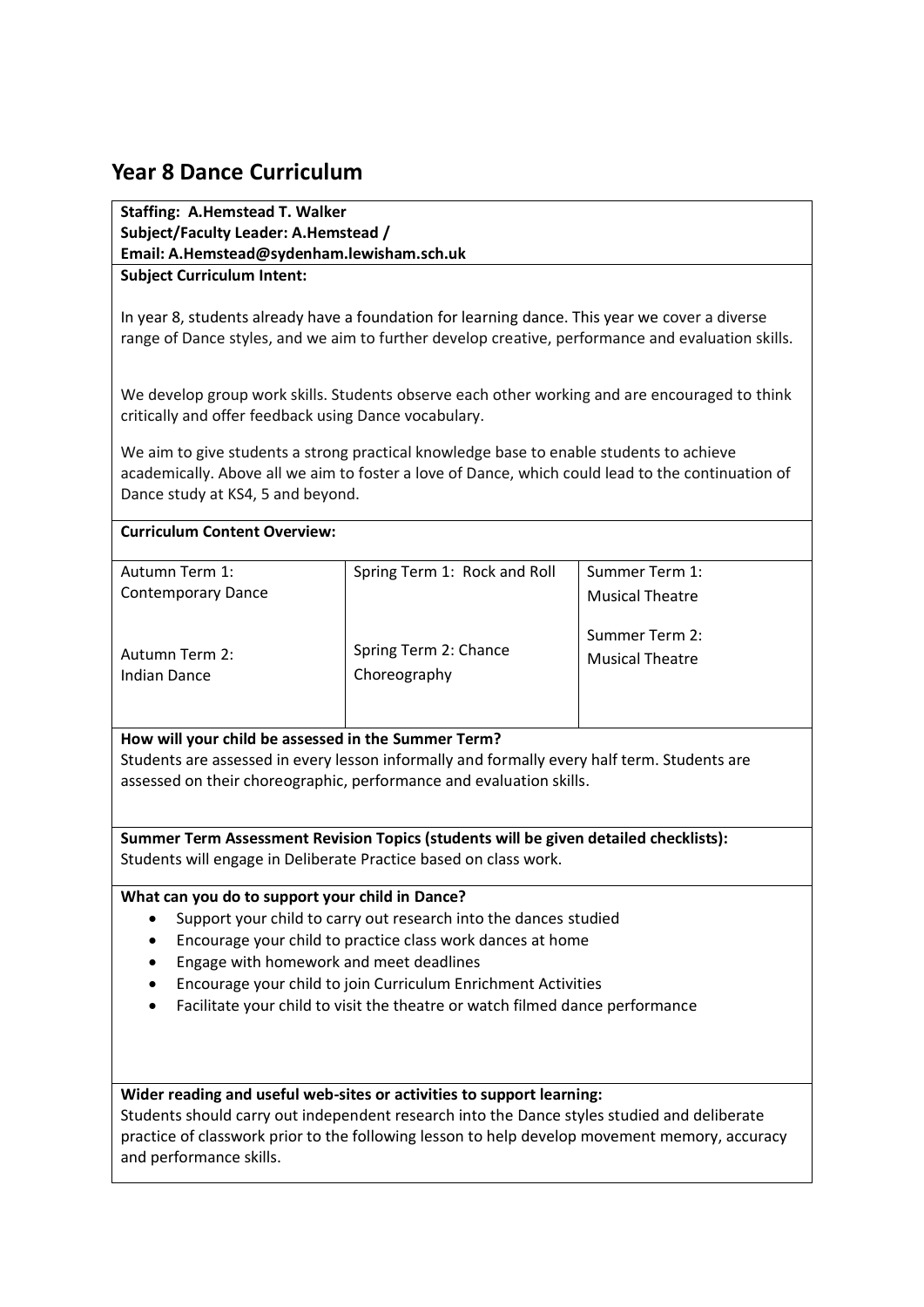# Year 8 Dance Curriculum

**Staffing: A.Hemstead T. Walker**
**Subject/Faculty Leader: A.Hemstead /**
**Email: A.Hemstead@sydenham.lewisham.sch.uk**

**Subject Curriculum Intent:**

In year 8, students already have a foundation for learning dance. This year we cover a diverse range of Dance styles, and we aim to further develop creative, performance and evaluation skills.

We develop group work skills. Students observe each other working and are encouraged to think critically and offer feedback using Dance vocabulary.

We aim to give students a strong practical knowledge base to enable students to achieve academically. Above all we aim to foster a love of Dance, which could lead to the continuation of Dance study at KS4, 5 and beyond.

**Curriculum Content Overview:**

| Autumn | Spring | Summer |
|---|---|---|
| Autumn Term 1: Contemporary Dance | Spring Term 1: Rock and Roll | Summer Term 1: Musical Theatre |
| Autumn Term 2: Indian Dance | Spring Term 2: Chance Choreography | Summer Term 2: Musical Theatre |

**How will your child be assessed in the Summer Term?**
Students are assessed in every lesson informally and formally every half term. Students are assessed on their choreographic, performance and evaluation skills.

**Summer Term Assessment Revision Topics (students will be given detailed checklists):**
Students will engage in Deliberate Practice based on class work.

**What can you do to support your child in Dance?**

- Support your child to carry out research into the dances studied
- Encourage your child to practice class work dances at home
- Engage with homework and meet deadlines
- Encourage your child to join Curriculum Enrichment Activities
- Facilitate your child to visit the theatre or watch filmed dance performance

**Wider reading and useful web-sites or activities to support learning:**
Students should carry out independent research into the Dance styles studied and deliberate practice of classwork prior to the following lesson to help develop movement memory, accuracy and performance skills.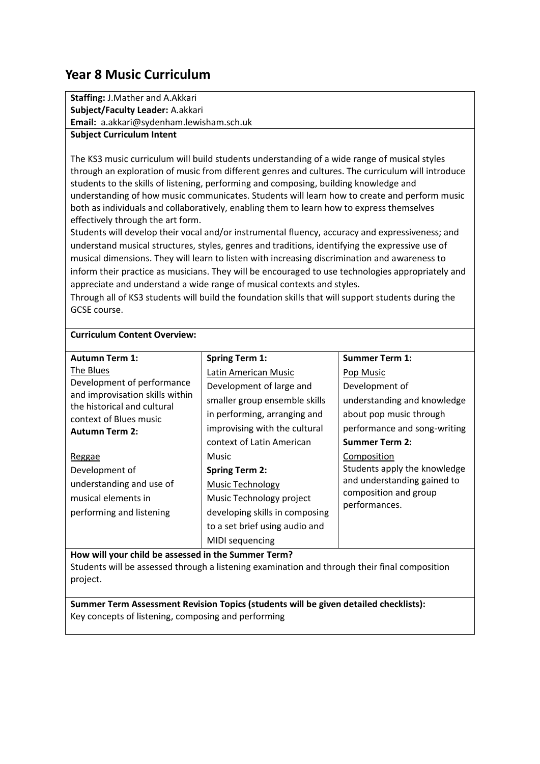# Year 8 Music Curriculum

**Staffing:** J.Mather and A.Akkari
**Subject/Faculty Leader:** A.akkari
**Email:** a.akkari@sydenham.lewisham.sch.uk

**Subject Curriculum Intent**

The KS3 music curriculum will build students understanding of a wide range of musical styles through an exploration of music from different genres and cultures. The curriculum will introduce students to the skills of listening, performing and composing, building knowledge and understanding of how music communicates. Students will learn how to create and perform music both as individuals and collaboratively, enabling them to learn how to express themselves effectively through the art form.

Students will develop their vocal and/or instrumental fluency, accuracy and expressiveness; and understand musical structures, styles, genres and traditions, identifying the expressive use of musical dimensions. They will learn to listen with increasing discrimination and awareness to inform their practice as musicians. They will be encouraged to use technologies appropriately and appreciate and understand a wide range of musical contexts and styles.

Through all of KS3 students will build the foundation skills that will support students during the GCSE course.

**Curriculum Content Overview:**

| **Autumn Term 1:** | **Spring Term 1:** | **Summer Term 1:** |
|---|---|---|
| The Blues<br>Development of performance and improvisation skills within the historical and cultural context of Blues music<br>**Autumn Term 2:**<br><br>Reggae<br>Development of understanding and use of musical elements in performing and listening | Latin American Music<br>Development of large and smaller group ensemble skills in performing, arranging and improvising with the cultural context of Latin American Music<br>**Spring Term 2:**<br>Music Technology<br>Music Technology project developing skills in composing to a set brief using audio and MIDI sequencing | Pop Music<br>Development of understanding and knowledge about pop music through performance and song-writing<br>**Summer Term 2:**<br>Composition<br>Students apply the knowledge and understanding gained to composition and group performances. |

**How will your child be assessed in the Summer Term?**

Students will be assessed through a listening examination and through their final composition project.

**Summer Term Assessment Revision Topics (students will be given detailed checklists):**

Key concepts of listening, composing and performing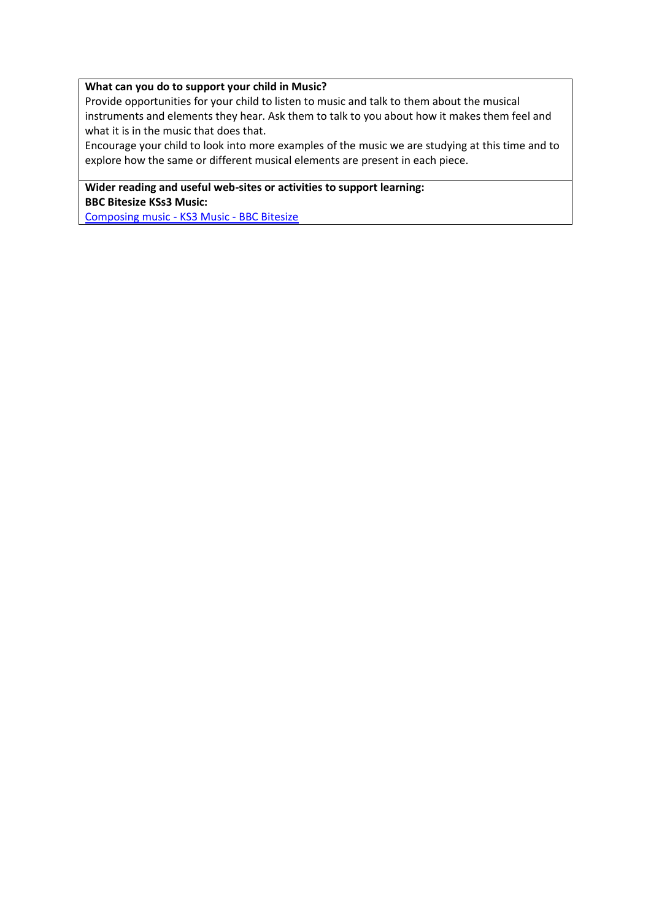**What can you do to support your child in Music?**

Provide opportunities for your child to listen to music and talk to them about the musical instruments and elements they hear. Ask them to talk to you about how it makes them feel and what it is in the music that does that.

Encourage your child to look into more examples of the music we are studying at this time and to explore how the same or different musical elements are present in each piece.

**Wider reading and useful web-sites or activities to support learning:**

**BBC Bitesize KSs3 Music:**

Composing music - KS3 Music - BBC Bitesize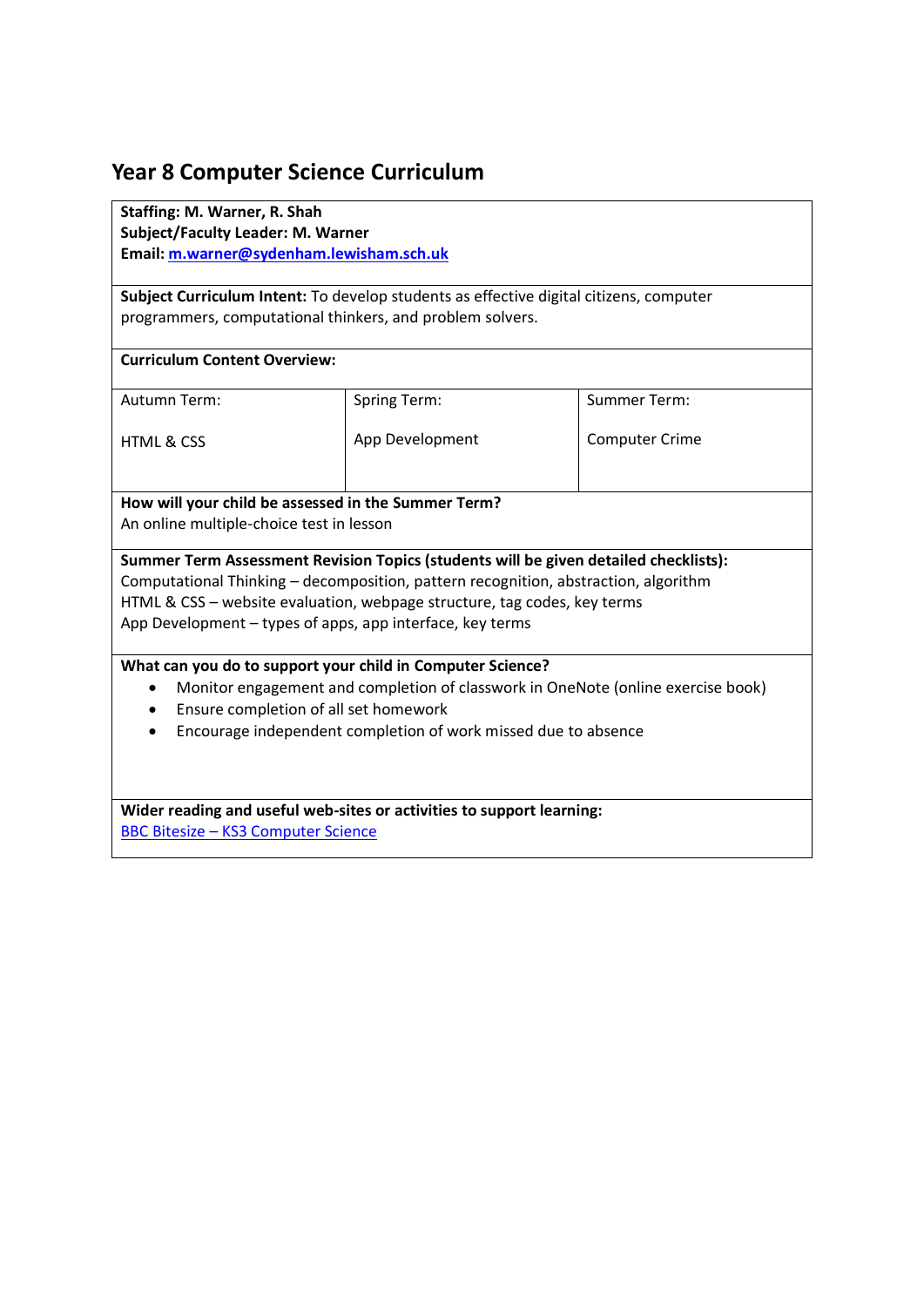# Year 8 Computer Science Curriculum

**Staffing: M. Warner, R. Shah**
**Subject/Faculty Leader: M. Warner**
**Email: m.warner@sydenham.lewisham.sch.uk**

**Subject Curriculum Intent:** To develop students as effective digital citizens, computer programmers, computational thinkers, and problem solvers.

**Curriculum Content Overview:**

| Autumn Term: | Spring Term: | Summer Term: |
|---|---|---|
| HTML & CSS | App Development | Computer Crime |

**How will your child be assessed in the Summer Term?**
An online multiple-choice test in lesson

**Summer Term Assessment Revision Topics (students will be given detailed checklists):**
Computational Thinking – decomposition, pattern recognition, abstraction, algorithm
HTML & CSS – website evaluation, webpage structure, tag codes, key terms
App Development – types of apps, app interface, key terms

**What can you do to support your child in Computer Science?**

- Monitor engagement and completion of classwork in OneNote (online exercise book)
- Ensure completion of all set homework
- Encourage independent completion of work missed due to absence

**Wider reading and useful web-sites or activities to support learning:**
BBC Bitesize – KS3 Computer Science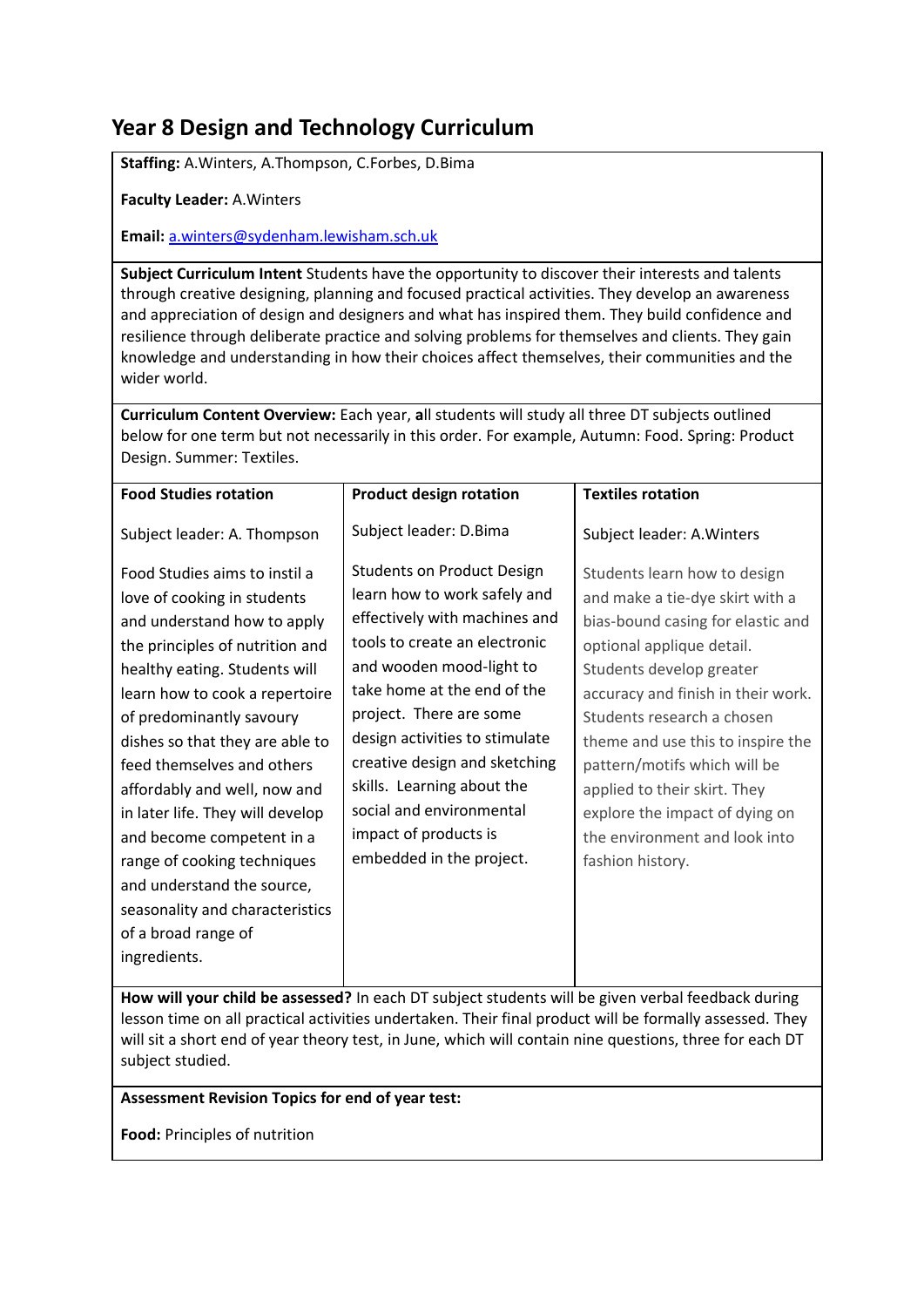# Year 8 Design and Technology Curriculum

**Staffing:** A.Winters, A.Thompson, C.Forbes, D.Bima

**Faculty Leader:** A.Winters

**Email:** a.winters@sydenham.lewisham.sch.uk

**Subject Curriculum Intent** Students have the opportunity to discover their interests and talents through creative designing, planning and focused practical activities. They develop an awareness and appreciation of design and designers and what has inspired them. They build confidence and resilience through deliberate practice and solving problems for themselves and clients. They gain knowledge and understanding in how their choices affect themselves, their communities and the wider world.

**Curriculum Content Overview:** Each year, **a**ll students will study all three DT subjects outlined below for one term but not necessarily in this order. For example, Autumn: Food. Spring: Product Design. Summer: Textiles.

| **Food Studies rotation** | **Product design rotation** | **Textiles rotation** |
|---|---|---|
| Subject leader: A. Thompson | Subject leader: D.Bima | Subject leader: A.Winters |
| Food Studies aims to instil a love of cooking in students and understand how to apply the principles of nutrition and healthy eating. Students will learn how to cook a repertoire of predominantly savoury dishes so that they are able to feed themselves and others affordably and well, now and in later life. They will develop and become competent in a range of cooking techniques and understand the source, seasonality and characteristics of a broad range of ingredients. | Students on Product Design learn how to work safely and effectively with machines and tools to create an electronic and wooden mood-light to take home at the end of the project. There are some design activities to stimulate creative design and sketching skills. Learning about the social and environmental impact of products is embedded in the project. | Students learn how to design and make a tie-dye skirt with a bias-bound casing for elastic and optional applique detail. Students develop greater accuracy and finish in their work. Students research a chosen theme and use this to inspire the pattern/motifs which will be applied to their skirt. They explore the impact of dying on the environment and look into fashion history. |

**How will your child be assessed?** In each DT subject students will be given verbal feedback during lesson time on all practical activities undertaken. Their final product will be formally assessed. They will sit a short end of year theory test, in June, which will contain nine questions, three for each DT subject studied.

**Assessment Revision Topics for end of year test:**

**Food:** Principles of nutrition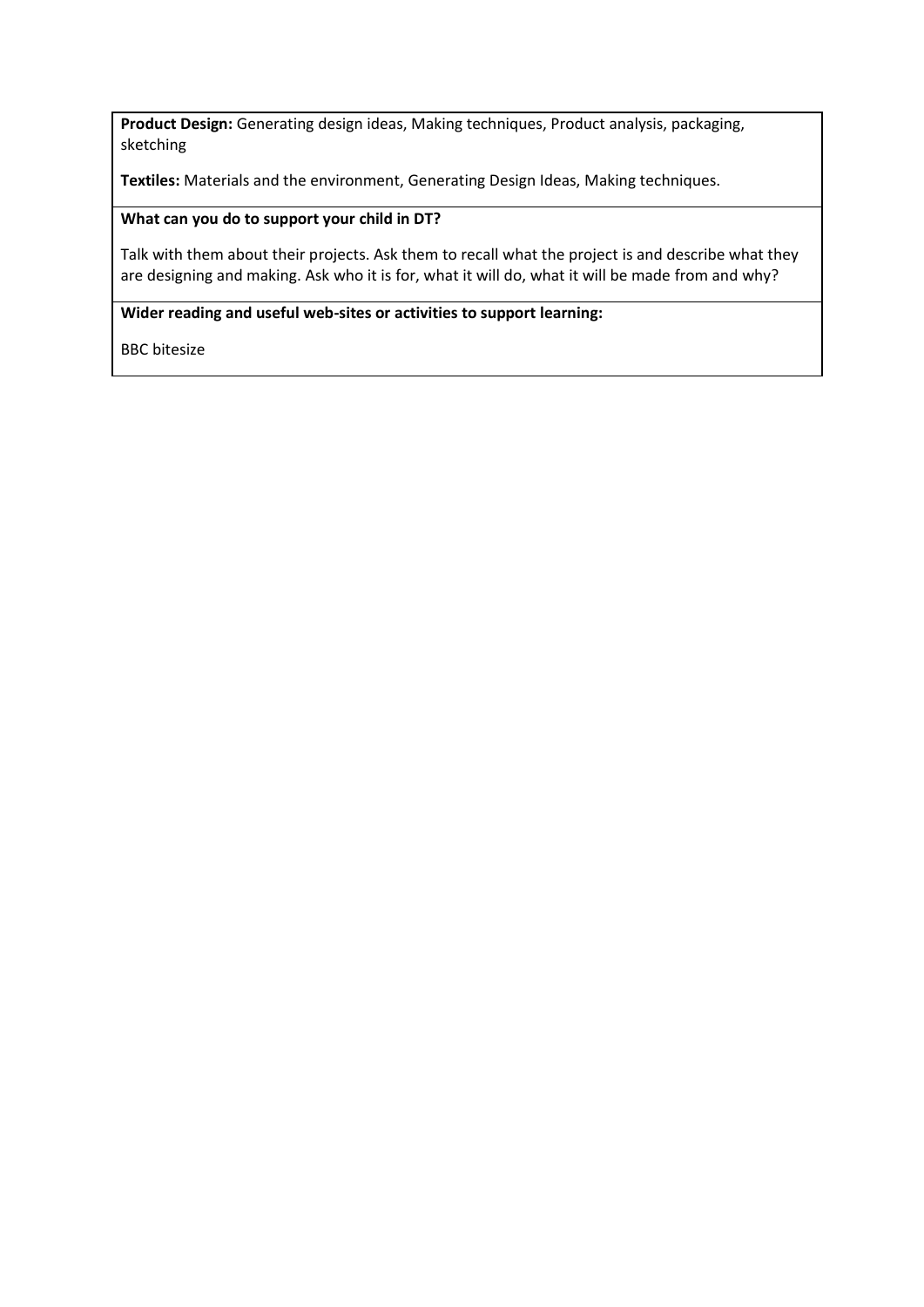**Product Design:** Generating design ideas, Making techniques, Product analysis, packaging, sketching

**Textiles:** Materials and the environment, Generating Design Ideas, Making techniques.

**What can you do to support your child in DT?**

Talk with them about their projects. Ask them to recall what the project is and describe what they are designing and making. Ask who it is for, what it will do, what it will be made from and why?

**Wider reading and useful web-sites or activities to support learning:**

BBC bitesize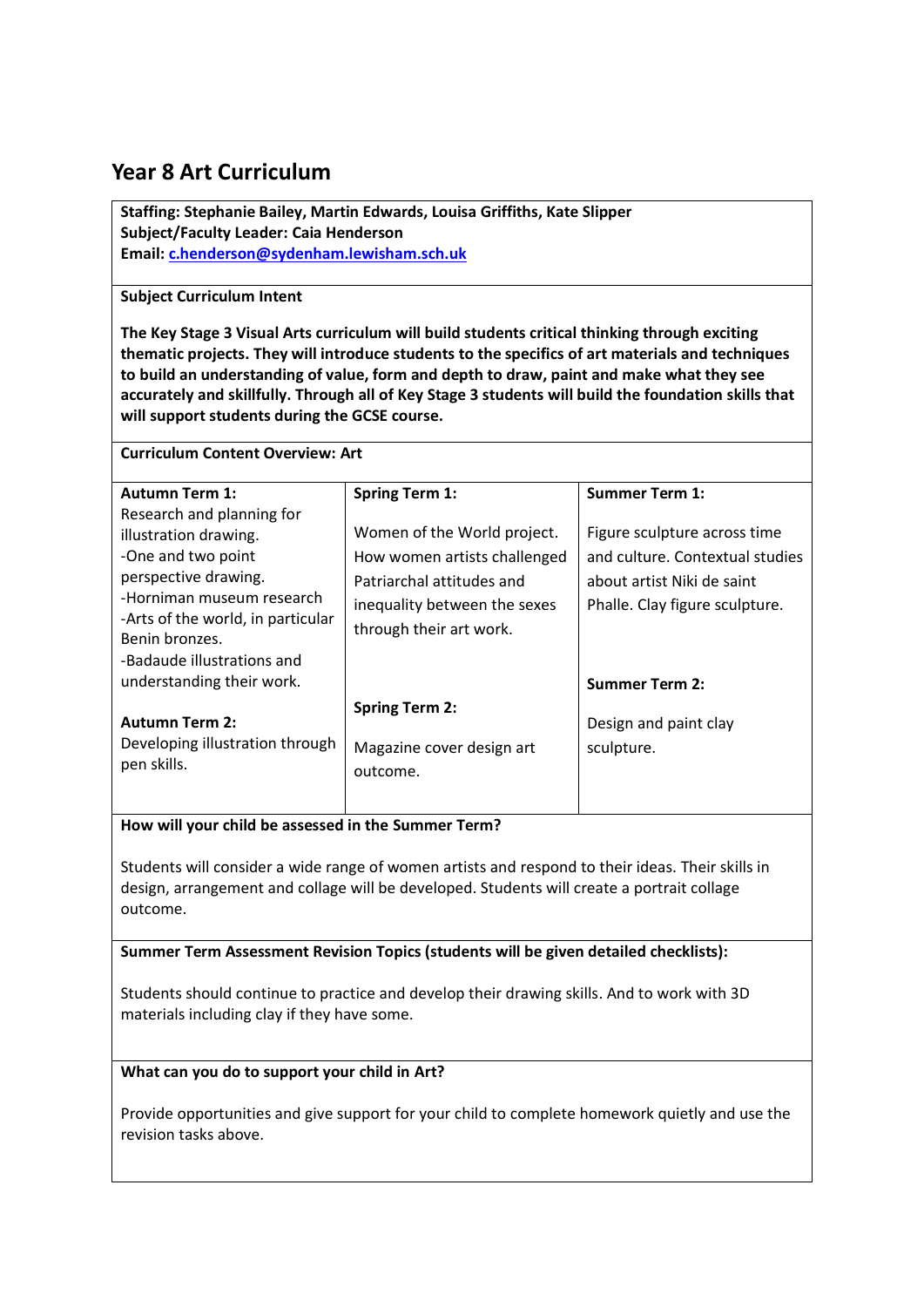# Year 8 Art Curriculum

**Staffing: Stephanie Bailey, Martin Edwards, Louisa Griffiths, Kate Slipper**
**Subject/Faculty Leader: Caia Henderson**
**Email: [c.henderson@sydenham.lewisham.sch.uk](mailto:c.henderson@sydenham.lewisham.sch.uk)**

**Subject Curriculum Intent**

**The Key Stage 3 Visual Arts curriculum will build students critical thinking through exciting thematic projects. They will introduce students to the specifics of art materials and techniques to build an understanding of value, form and depth to draw, paint and make what they see accurately and skillfully. Through all of Key Stage 3 students will build the foundation skills that will support students during the GCSE course.**

**Curriculum Content Overview: Art**

| Autumn | Spring | Summer |
|---|---|---|
| **Autumn Term 1:** Research and planning for illustration drawing. -One and two point perspective drawing. -Horniman museum research -Arts of the world, in particular Benin bronzes. -Badaude illustrations and understanding their work. | **Spring Term 1:** Women of the World project. How women artists challenged Patriarchal attitudes and inequality between the sexes through their art work. | **Summer Term 1:** Figure sculpture across time and culture. Contextual studies about artist Niki de saint Phalle. Clay figure sculpture. |
| **Autumn Term 2:** Developing illustration through pen skills. | **Spring Term 2:** Magazine cover design art outcome. | **Summer Term 2:** Design and paint clay sculpture. |

**How will your child be assessed in the Summer Term?**

Students will consider a wide range of women artists and respond to their ideas. Their skills in design, arrangement and collage will be developed. Students will create a portrait collage outcome.

**Summer Term Assessment Revision Topics (students will be given detailed checklists):**

Students should continue to practice and develop their drawing skills. And to work with 3D materials including clay if they have some.

**What can you do to support your child in Art?**

Provide opportunities and give support for your child to complete homework quietly and use the revision tasks above.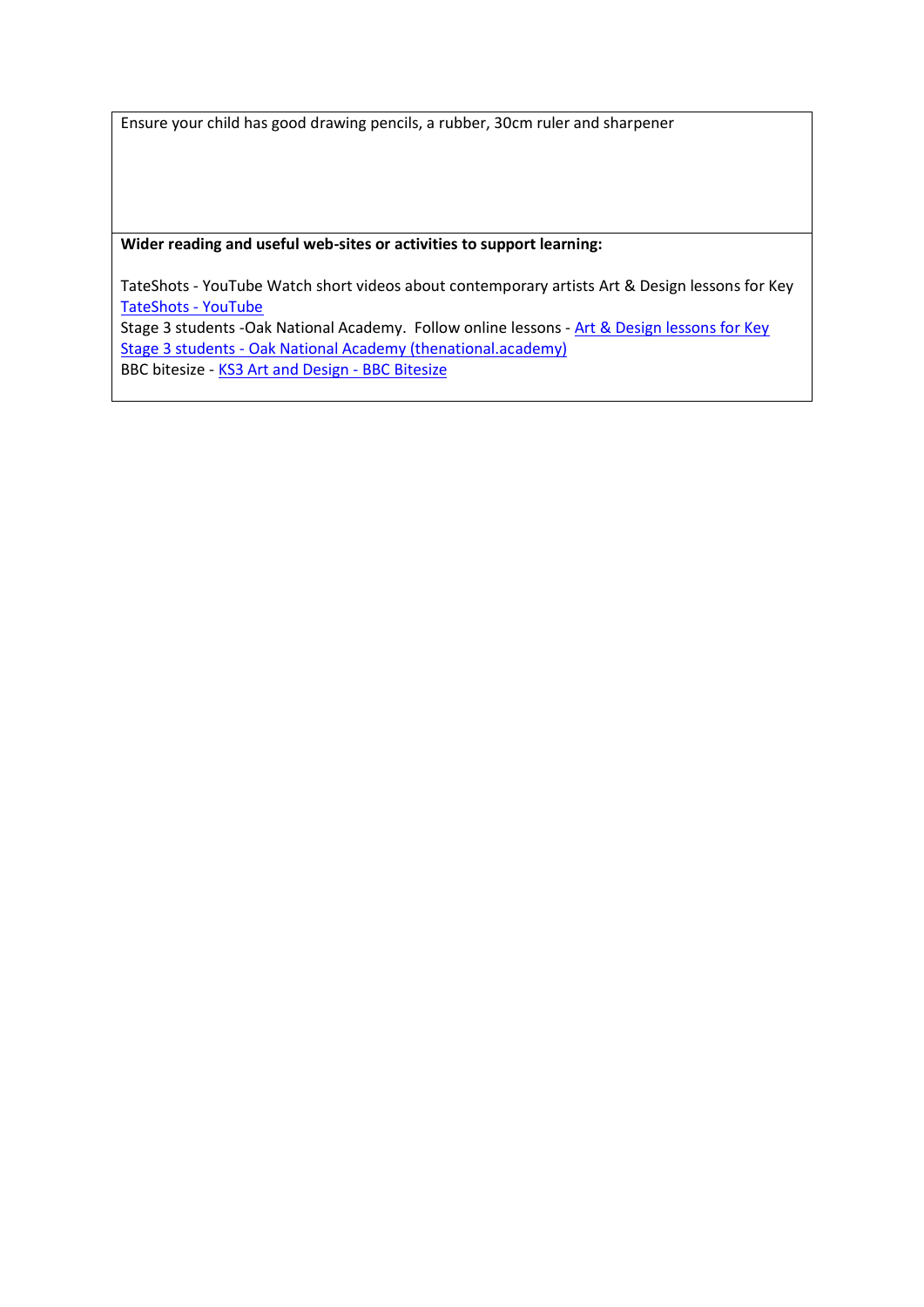Ensure your child has good drawing pencils, a rubber, 30cm ruler and sharpener

**Wider reading and useful web-sites or activities to support learning:**

TateShots - YouTube Watch short videos about contemporary artists Art & Design lessons for Key TateShots - YouTube
Stage 3 students -Oak National Academy. Follow online lessons - Art & Design lessons for Key Stage 3 students - Oak National Academy (thenational.academy)
BBC bitesize - KS3 Art and Design - BBC Bitesize